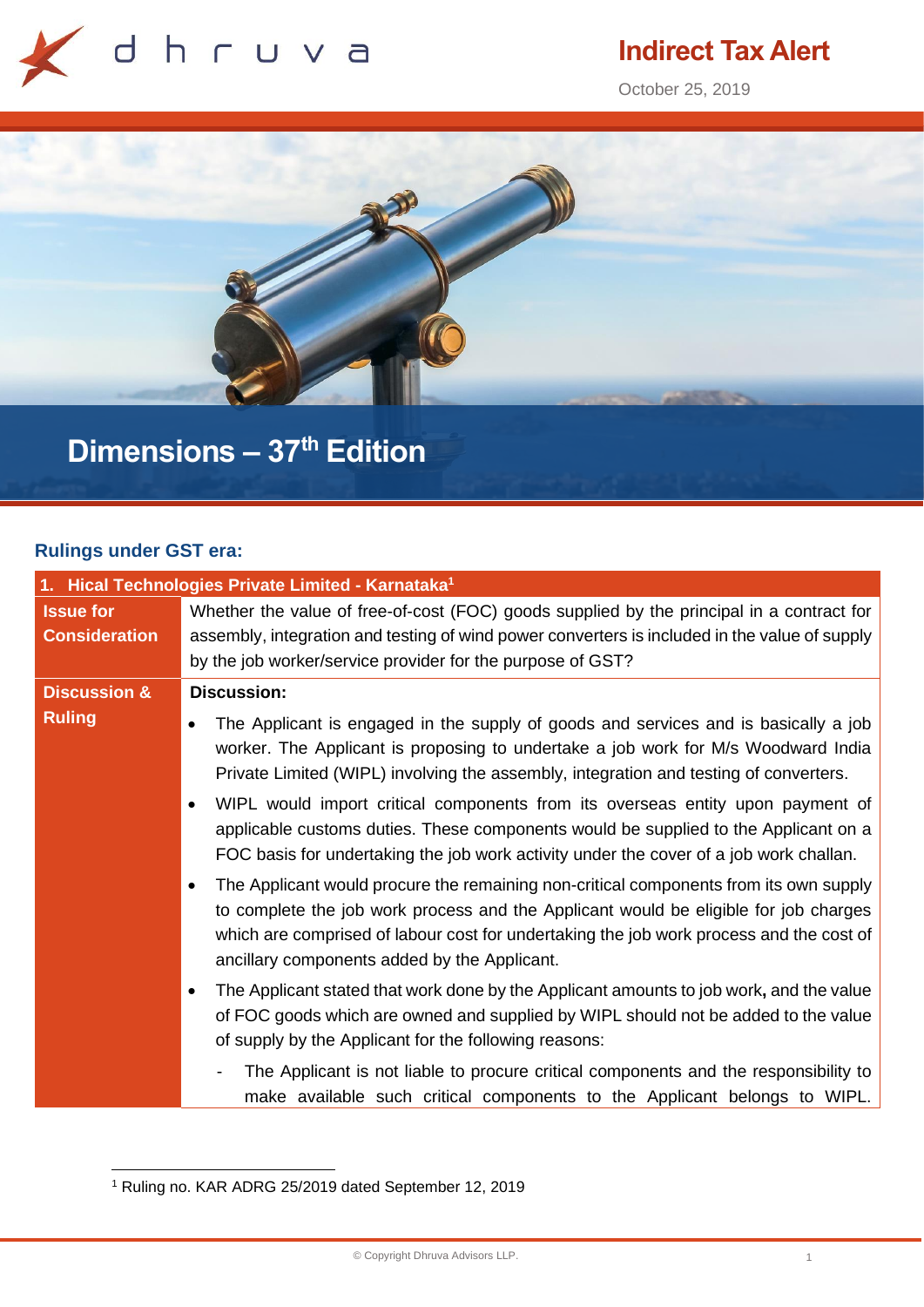# Indirect Tax Alert

October 25, 2019

# Dimensions – 37th Edition

## Rulings under GST era:

| 1. Hical Technologies Private Limited - Karnataka[1] | |
|---|---|
| **Issue for Consideration** | Whether the value of free-of-cost (FOC) goods supplied by the principal in a contract for assembly, integration and testing of wind power converters is included in the value of supply by the job worker/service provider for the purpose of GST? |
| **Discussion & Ruling** | **Discussion:**<br><br>• The Applicant is engaged in the supply of goods and services and is basically a job worker. The Applicant is proposing to undertake a job work for M/s Woodward India Private Limited (WIPL) involving the assembly, integration and testing of converters.<br><br>• WIPL would import critical components from its overseas entity upon payment of applicable customs duties. These components would be supplied to the Applicant on a FOC basis for undertaking the job work activity under the cover of a job work challan.<br><br>• The Applicant would procure the remaining non-critical components from its own supply to complete the job work process and the Applicant would be eligible for job charges which are comprised of labour cost for undertaking the job work process and the cost of ancillary components added by the Applicant.<br><br>• The Applicant stated that work done by the Applicant amounts to job work**,** and the value of FOC goods which are owned and supplied by WIPL should not be added to the value of supply by the Applicant for the following reasons:<br><br>- The Applicant is not liable to procure critical components and the responsibility to make available such critical components to the Applicant belongs to WIPL. |

[1] Ruling no. KAR ADRG 25/2019 dated September 12, 2019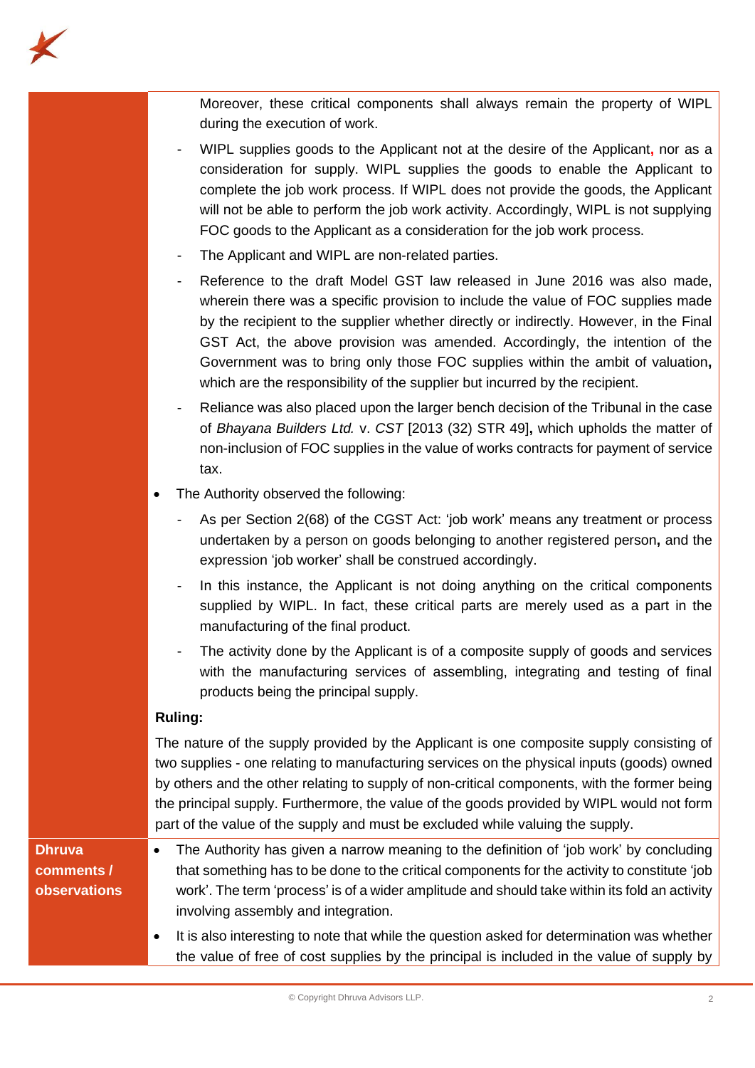Moreover, these critical components shall always remain the property of WIPL during the execution of work.

- WIPL supplies goods to the Applicant not at the desire of the Applicant, nor as a consideration for supply. WIPL supplies the goods to enable the Applicant to complete the job work process. If WIPL does not provide the goods, the Applicant will not be able to perform the job work activity. Accordingly, WIPL is not supplying FOC goods to the Applicant as a consideration for the job work process.
- The Applicant and WIPL are non-related parties.
- Reference to the draft Model GST law released in June 2016 was also made, wherein there was a specific provision to include the value of FOC supplies made by the recipient to the supplier whether directly or indirectly. However, in the Final GST Act, the above provision was amended. Accordingly, the intention of the Government was to bring only those FOC supplies within the ambit of valuation, which are the responsibility of the supplier but incurred by the recipient.
- Reliance was also placed upon the larger bench decision of the Tribunal in the case of *Bhayana Builders Ltd.* v. *CST* [2013 (32) STR 49], which upholds the matter of non-inclusion of FOC supplies in the value of works contracts for payment of service tax.

- The Authority observed the following:
  - As per Section 2(68) of the CGST Act: 'job work' means any treatment or process undertaken by a person on goods belonging to another registered person, and the expression 'job worker' shall be construed accordingly.
  - In this instance, the Applicant is not doing anything on the critical components supplied by WIPL. In fact, these critical parts are merely used as a part in the manufacturing of the final product.
  - The activity done by the Applicant is of a composite supply of goods and services with the manufacturing services of assembling, integrating and testing of final products being the principal supply.

**Ruling:**

The nature of the supply provided by the Applicant is one composite supply consisting of two supplies - one relating to manufacturing services on the physical inputs (goods) owned by others and the other relating to supply of non-critical components, with the former being the principal supply. Furthermore, the value of the goods provided by WIPL would not form part of the value of the supply and must be excluded while valuing the supply.

**Dhruva comments / observations**

- The Authority has given a narrow meaning to the definition of 'job work' by concluding that something has to be done to the critical components for the activity to constitute 'job work'. The term 'process' is of a wider amplitude and should take within its fold an activity involving assembly and integration.
- It is also interesting to note that while the question asked for determination was whether the value of free of cost supplies by the principal is included in the value of supply by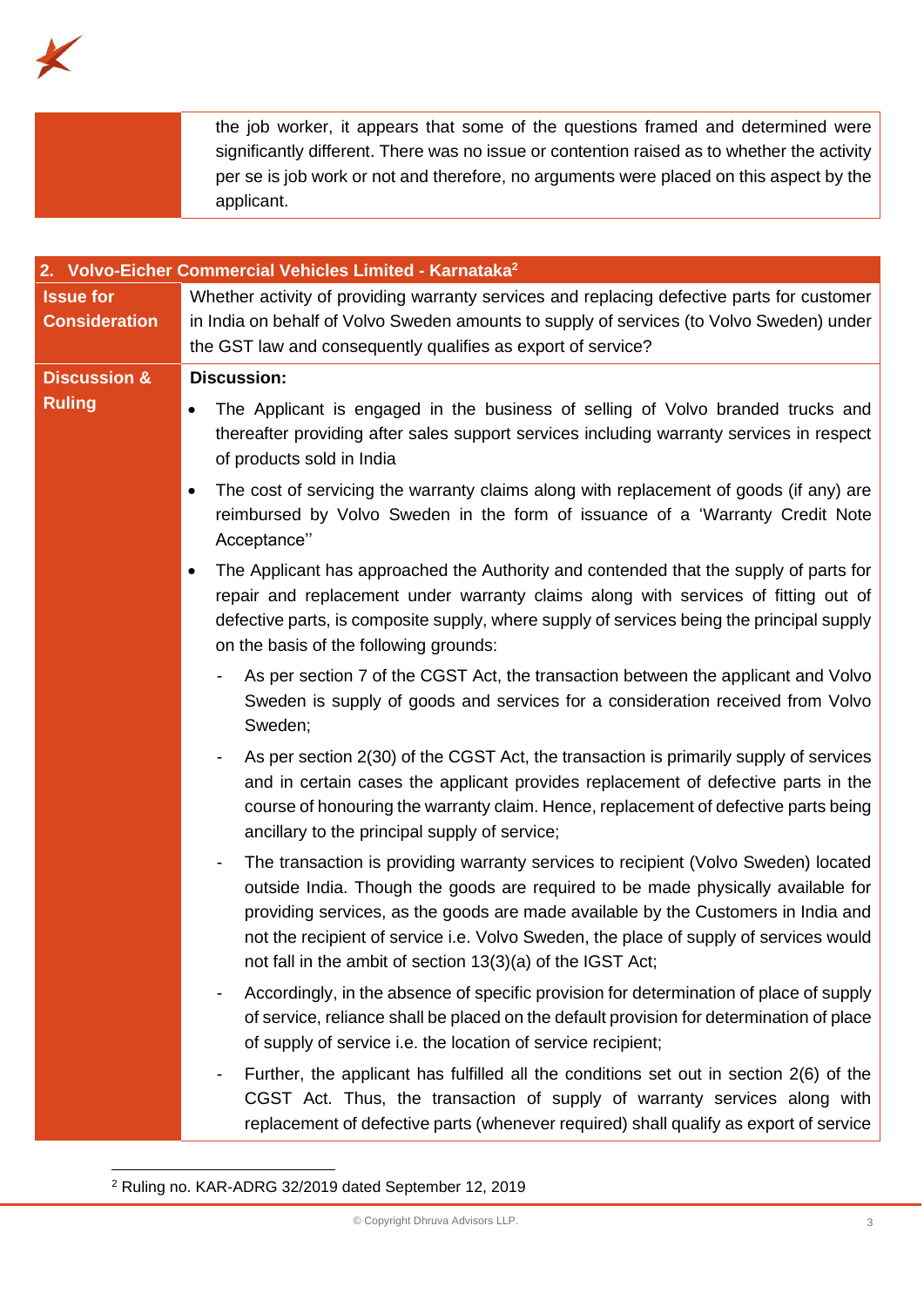| | |
|---|---|
| | the job worker, it appears that some of the questions framed and determined were significantly different. There was no issue or contention raised as to whether the activity per se is job work or not and therefore, no arguments were placed on this aspect by the applicant. |

| **2. Volvo-Eicher Commercial Vehicles Limited - Karnataka[2]** | |
|---|---|
| **Issue for Consideration** | Whether activity of providing warranty services and replacing defective parts for customer in India on behalf of Volvo Sweden amounts to supply of services (to Volvo Sweden) under the GST law and consequently qualifies as export of service? |
| **Discussion & Ruling** | **Discussion:**<br>• The Applicant is engaged in the business of selling of Volvo branded trucks and thereafter providing after sales support services including warranty services in respect of products sold in India<br>• The cost of servicing the warranty claims along with replacement of goods (if any) are reimbursed by Volvo Sweden in the form of issuance of a 'Warranty Credit Note Acceptance''<br>• The Applicant has approached the Authority and contended that the supply of parts for repair and replacement under warranty claims along with services of fitting out of defective parts, is composite supply, where supply of services being the principal supply on the basis of the following grounds:<br>- As per section 7 of the CGST Act, the transaction between the applicant and Volvo Sweden is supply of goods and services for a consideration received from Volvo Sweden;<br>- As per section 2(30) of the CGST Act, the transaction is primarily supply of services and in certain cases the applicant provides replacement of defective parts in the course of honouring the warranty claim. Hence, replacement of defective parts being ancillary to the principal supply of service;<br>- The transaction is providing warranty services to recipient (Volvo Sweden) located outside India. Though the goods are required to be made physically available for providing services, as the goods are made available by the Customers in India and not the recipient of service i.e. Volvo Sweden, the place of supply of services would not fall in the ambit of section 13(3)(a) of the IGST Act;<br>- Accordingly, in the absence of specific provision for determination of place of supply of service, reliance shall be placed on the default provision for determination of place of supply of service i.e. the location of service recipient;<br>- Further, the applicant has fulfilled all the conditions set out in section 2(6) of the CGST Act. Thus, the transaction of supply of warranty services along with replacement of defective parts (whenever required) shall qualify as export of service |

[2] Ruling no. KAR-ADRG 32/2019 dated September 12, 2019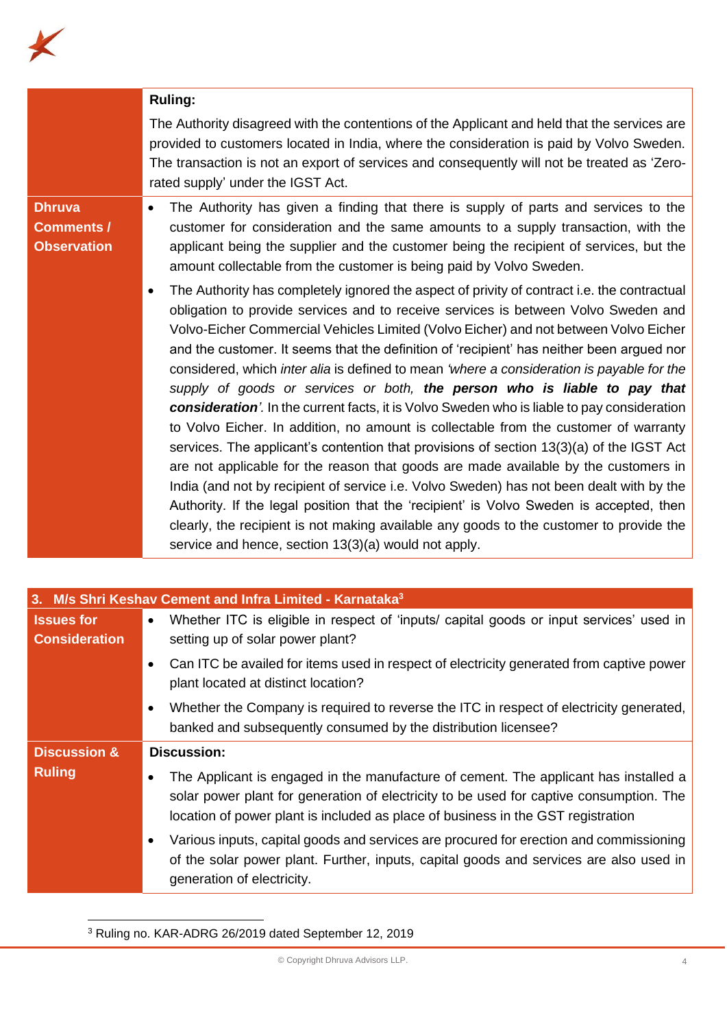| | |
|---|---|
| | **Ruling:**<br>The Authority disagreed with the contentions of the Applicant and held that the services are provided to customers located in India, where the consideration is paid by Volvo Sweden. The transaction is not an export of services and consequently will not be treated as 'Zero-rated supply' under the IGST Act. |
| **Dhruva Comments / Observation** | • The Authority has given a finding that there is supply of parts and services to the customer for consideration and the same amounts to a supply transaction, with the applicant being the supplier and the customer being the recipient of services, but the amount collectable from the customer is being paid by Volvo Sweden.<br>• The Authority has completely ignored the aspect of privity of contract i.e. the contractual obligation to provide services and to receive services is between Volvo Sweden and Volvo-Eicher Commercial Vehicles Limited (Volvo Eicher) and not between Volvo Eicher and the customer. It seems that the definition of 'recipient' has neither been argued nor considered, which *inter alia* is defined to mean *'where a consideration is payable for the supply of goods or services or both,* ***the person who is liable to pay that consideration****'.* In the current facts, it is Volvo Sweden who is liable to pay consideration to Volvo Eicher. In addition, no amount is collectable from the customer of warranty services. The applicant's contention that provisions of section 13(3)(a) of the IGST Act are not applicable for the reason that goods are made available by the customers in India (and not by recipient of service i.e. Volvo Sweden) has not been dealt with by the Authority. If the legal position that the 'recipient' is Volvo Sweden is accepted, then clearly, the recipient is not making available any goods to the customer to provide the service and hence, section 13(3)(a) would not apply. |

| **3. M/s Shri Keshav Cement and Infra Limited - Karnataka[3]** | |
|---|---|
| **Issues for Consideration** | • Whether ITC is eligible in respect of 'inputs/ capital goods or input services' used in setting up of solar power plant?<br>• Can ITC be availed for items used in respect of electricity generated from captive power plant located at distinct location?<br>• Whether the Company is required to reverse the ITC in respect of electricity generated, banked and subsequently consumed by the distribution licensee? |
| **Discussion & Ruling** | **Discussion:**<br>• The Applicant is engaged in the manufacture of cement. The applicant has installed a solar power plant for generation of electricity to be used for captive consumption. The location of power plant is included as place of business in the GST registration<br>• Various inputs, capital goods and services are procured for erection and commissioning of the solar power plant. Further, inputs, capital goods and services are also used in generation of electricity. |

[3] Ruling no. KAR-ADRG 26/2019 dated September 12, 2019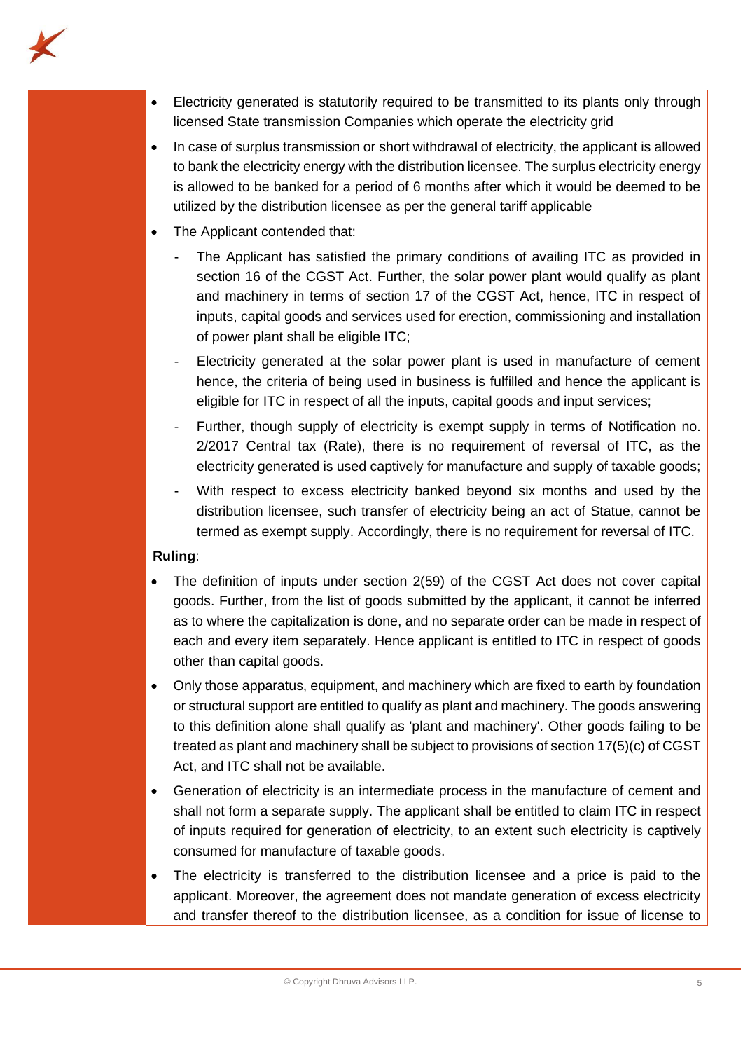- Electricity generated is statutorily required to be transmitted to its plants only through licensed State transmission Companies which operate the electricity grid
- In case of surplus transmission or short withdrawal of electricity, the applicant is allowed to bank the electricity energy with the distribution licensee. The surplus electricity energy is allowed to be banked for a period of 6 months after which it would be deemed to be utilized by the distribution licensee as per the general tariff applicable
- The Applicant contended that:
  - The Applicant has satisfied the primary conditions of availing ITC as provided in section 16 of the CGST Act. Further, the solar power plant would qualify as plant and machinery in terms of section 17 of the CGST Act, hence, ITC in respect of inputs, capital goods and services used for erection, commissioning and installation of power plant shall be eligible ITC;
  - Electricity generated at the solar power plant is used in manufacture of cement hence, the criteria of being used in business is fulfilled and hence the applicant is eligible for ITC in respect of all the inputs, capital goods and input services;
  - Further, though supply of electricity is exempt supply in terms of Notification no. 2/2017 Central tax (Rate), there is no requirement of reversal of ITC, as the electricity generated is used captively for manufacture and supply of taxable goods;
  - With respect to excess electricity banked beyond six months and used by the distribution licensee, such transfer of electricity being an act of Statue, cannot be termed as exempt supply. Accordingly, there is no requirement for reversal of ITC.

**Ruling**:

- The definition of inputs under section 2(59) of the CGST Act does not cover capital goods. Further, from the list of goods submitted by the applicant, it cannot be inferred as to where the capitalization is done, and no separate order can be made in respect of each and every item separately. Hence applicant is entitled to ITC in respect of goods other than capital goods.
- Only those apparatus, equipment, and machinery which are fixed to earth by foundation or structural support are entitled to qualify as plant and machinery. The goods answering to this definition alone shall qualify as 'plant and machinery'. Other goods failing to be treated as plant and machinery shall be subject to provisions of section 17(5)(c) of CGST Act, and ITC shall not be available.
- Generation of electricity is an intermediate process in the manufacture of cement and shall not form a separate supply. The applicant shall be entitled to claim ITC in respect of inputs required for generation of electricity, to an extent such electricity is captively consumed for manufacture of taxable goods.
- The electricity is transferred to the distribution licensee and a price is paid to the applicant. Moreover, the agreement does not mandate generation of excess electricity and transfer thereof to the distribution licensee, as a condition for issue of license to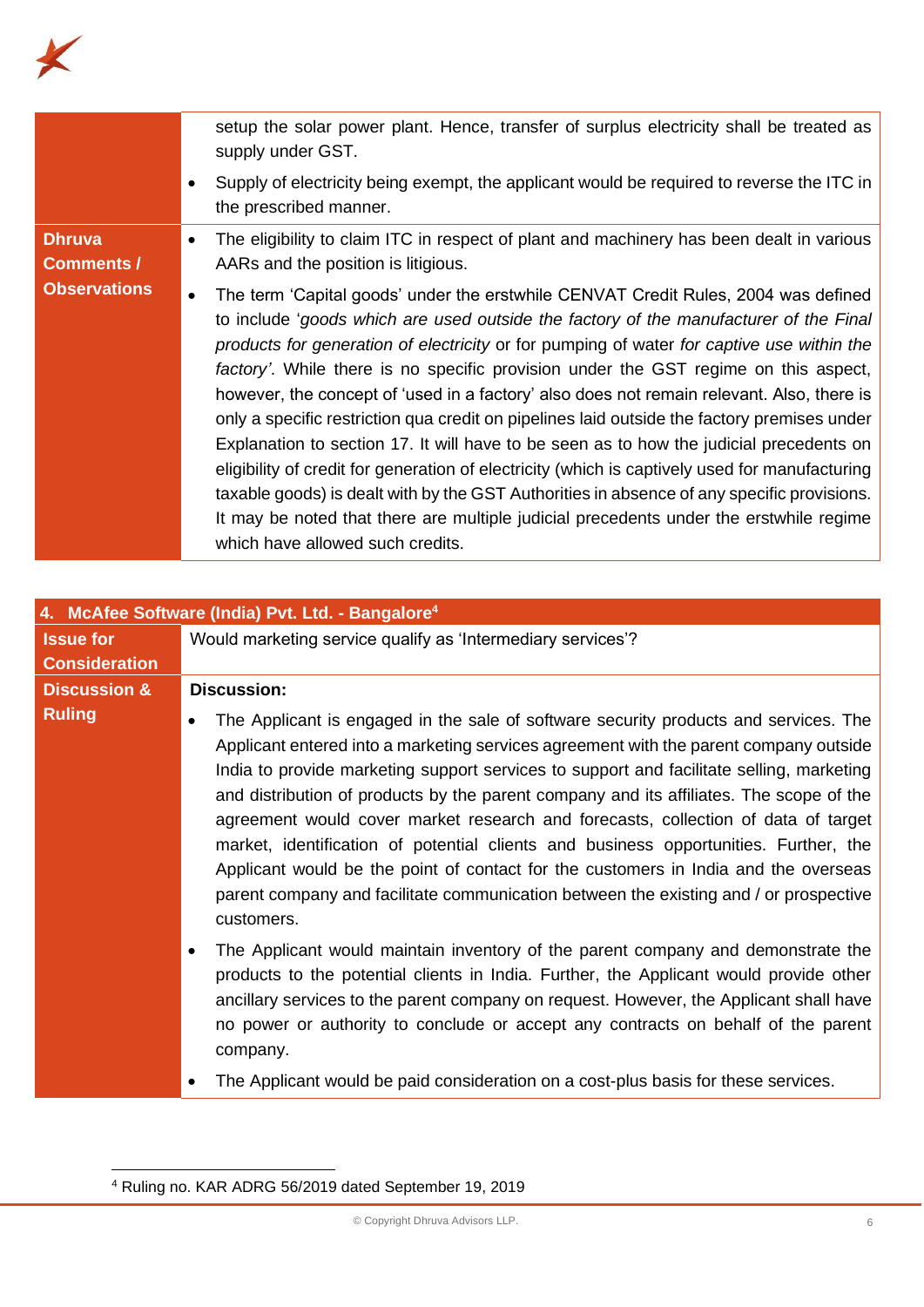| | |
|---|---|
| | setup the solar power plant. Hence, transfer of surplus electricity shall be treated as supply under GST.<br>• Supply of electricity being exempt, the applicant would be required to reverse the ITC in the prescribed manner. |
| **Dhruva Comments / Observations** | • The eligibility to claim ITC in respect of plant and machinery has been dealt in various AARs and the position is litigious.<br>• The term 'Capital goods' under the erstwhile CENVAT Credit Rules, 2004 was defined to include '*goods which are used outside the factory of the manufacturer of the Final products for generation of electricity* or for pumping of water *for captive use within the factory*'. While there is no specific provision under the GST regime on this aspect, however, the concept of 'used in a factory' also does not remain relevant. Also, there is only a specific restriction qua credit on pipelines laid outside the factory premises under Explanation to section 17. It will have to be seen as to how the judicial precedents on eligibility of credit for generation of electricity (which is captively used for manufacturing taxable goods) is dealt with by the GST Authorities in absence of any specific provisions. It may be noted that there are multiple judicial precedents under the erstwhile regime which have allowed such credits. |

| **4. McAfee Software (India) Pvt. Ltd. - Bangalore[4]** | |
|---|---|
| **Issue for Consideration** | Would marketing service qualify as 'Intermediary services'? |
| **Discussion & Ruling** | **Discussion:**<br>• The Applicant is engaged in the sale of software security products and services. The Applicant entered into a marketing services agreement with the parent company outside India to provide marketing support services to support and facilitate selling, marketing and distribution of products by the parent company and its affiliates. The scope of the agreement would cover market research and forecasts, collection of data of target market, identification of potential clients and business opportunities. Further, the Applicant would be the point of contact for the customers in India and the overseas parent company and facilitate communication between the existing and / or prospective customers.<br>• The Applicant would maintain inventory of the parent company and demonstrate the products to the potential clients in India. Further, the Applicant would provide other ancillary services to the parent company on request. However, the Applicant shall have no power or authority to conclude or accept any contracts on behalf of the parent company.<br>• The Applicant would be paid consideration on a cost-plus basis for these services. |

[4] Ruling no. KAR ADRG 56/2019 dated September 19, 2019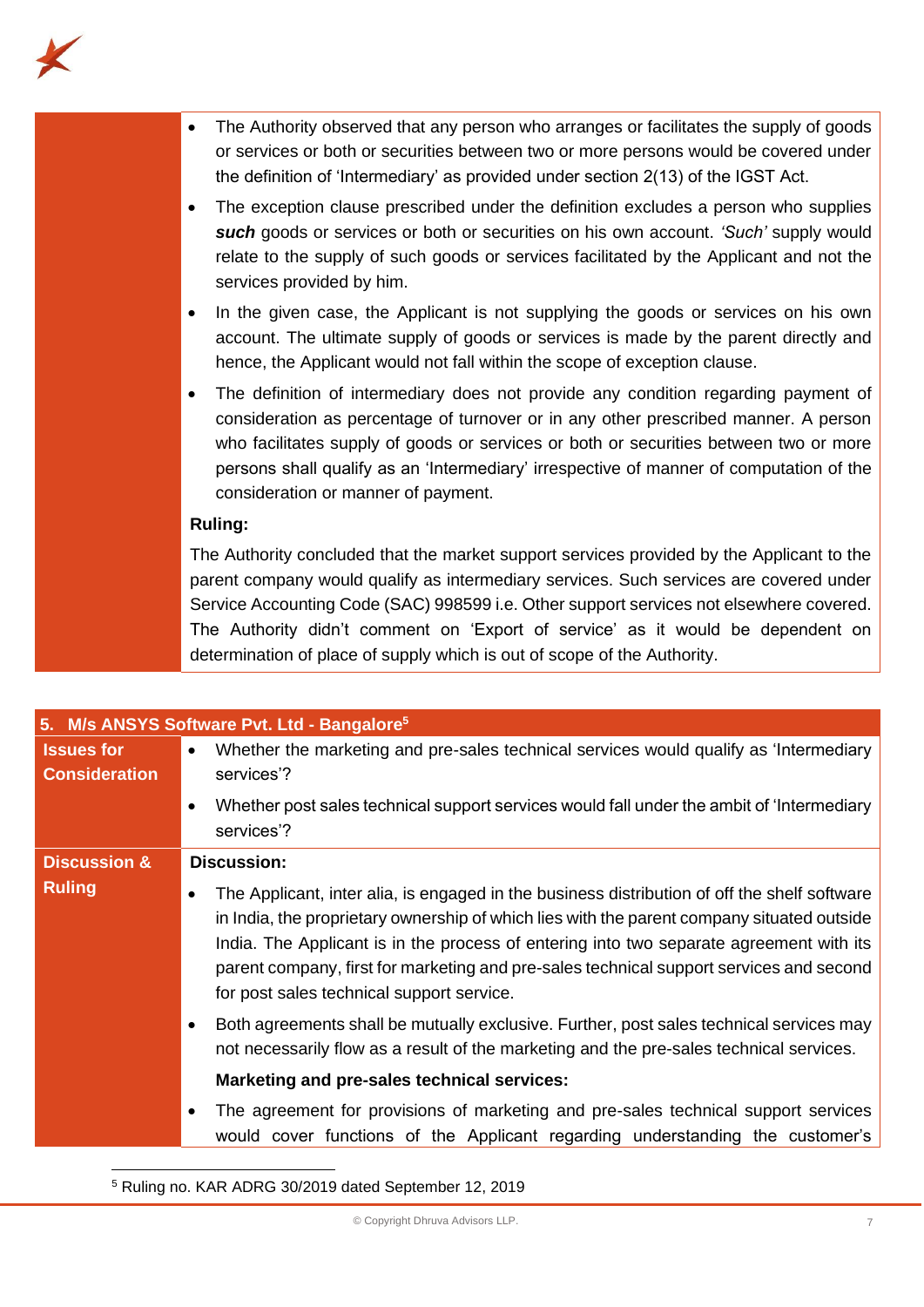| | |
|---|---|
| | • The Authority observed that any person who arranges or facilitates the supply of goods or services or both or securities between two or more persons would be covered under the definition of 'Intermediary' as provided under section 2(13) of the IGST Act.<br>• The exception clause prescribed under the definition excludes a person who supplies ***such*** goods or services or both or securities on his own account. *'Such'* supply would relate to the supply of such goods or services facilitated by the Applicant and not the services provided by him.<br>• In the given case, the Applicant is not supplying the goods or services on his own account. The ultimate supply of goods or services is made by the parent directly and hence, the Applicant would not fall within the scope of exception clause.<br>• The definition of intermediary does not provide any condition regarding payment of consideration as percentage of turnover or in any other prescribed manner. A person who facilitates supply of goods or services or both or securities between two or more persons shall qualify as an 'Intermediary' irrespective of manner of computation of the consideration or manner of payment.<br>**Ruling:**<br>The Authority concluded that the market support services provided by the Applicant to the parent company would qualify as intermediary services. Such services are covered under Service Accounting Code (SAC) 998599 i.e. Other support services not elsewhere covered. The Authority didn't comment on 'Export of service' as it would be dependent on determination of place of supply which is out of scope of the Authority. |

| **5. M/s ANSYS Software Pvt. Ltd - Bangalore[5]** | |
|---|---|
| **Issues for Consideration** | • Whether the marketing and pre-sales technical services would qualify as 'Intermediary services'?<br>• Whether post sales technical support services would fall under the ambit of 'Intermediary services'? |
| **Discussion & Ruling** | **Discussion:**<br>• The Applicant, inter alia, is engaged in the business distribution of off the shelf software in India, the proprietary ownership of which lies with the parent company situated outside India. The Applicant is in the process of entering into two separate agreement with its parent company, first for marketing and pre-sales technical support services and second for post sales technical support service.<br>• Both agreements shall be mutually exclusive. Further, post sales technical services may not necessarily flow as a result of the marketing and the pre-sales technical services.<br>**Marketing and pre-sales technical services:**<br>• The agreement for provisions of marketing and pre-sales technical support services would cover functions of the Applicant regarding understanding the customer's |

[5] Ruling no. KAR ADRG 30/2019 dated September 12, 2019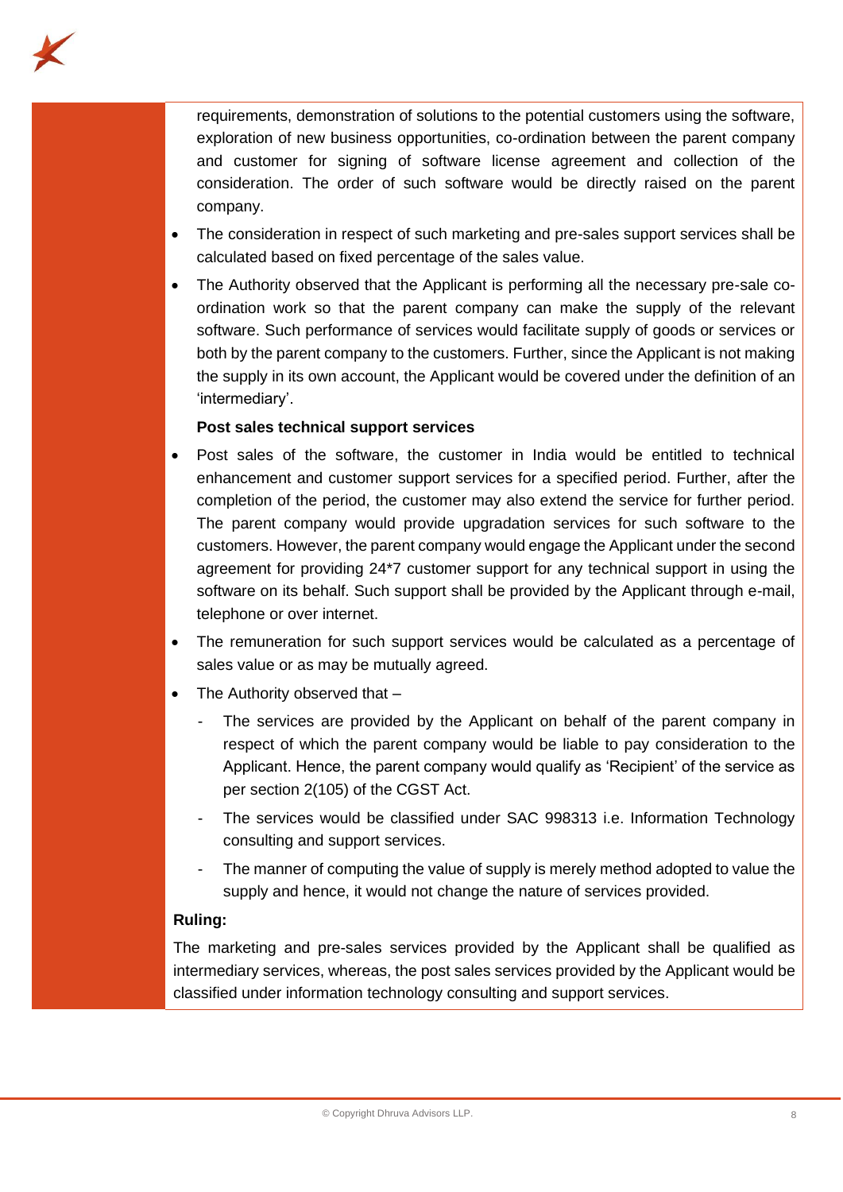requirements, demonstration of solutions to the potential customers using the software, exploration of new business opportunities, co-ordination between the parent company and customer for signing of software license agreement and collection of the consideration. The order of such software would be directly raised on the parent company.

- The consideration in respect of such marketing and pre-sales support services shall be calculated based on fixed percentage of the sales value.
- The Authority observed that the Applicant is performing all the necessary pre-sale co-ordination work so that the parent company can make the supply of the relevant software. Such performance of services would facilitate supply of goods or services or both by the parent company to the customers. Further, since the Applicant is not making the supply in its own account, the Applicant would be covered under the definition of an 'intermediary'.

**Post sales technical support services**

- Post sales of the software, the customer in India would be entitled to technical enhancement and customer support services for a specified period. Further, after the completion of the period, the customer may also extend the service for further period. The parent company would provide upgradation services for such software to the customers. However, the parent company would engage the Applicant under the second agreement for providing 24*7 customer support for any technical support in using the software on its behalf. Such support shall be provided by the Applicant through e-mail, telephone or over internet.
- The remuneration for such support services would be calculated as a percentage of sales value or as may be mutually agreed.
- The Authority observed that –
  - The services are provided by the Applicant on behalf of the parent company in respect of which the parent company would be liable to pay consideration to the Applicant. Hence, the parent company would qualify as 'Recipient' of the service as per section 2(105) of the CGST Act.
  - The services would be classified under SAC 998313 i.e. Information Technology consulting and support services.
  - The manner of computing the value of supply is merely method adopted to value the supply and hence, it would not change the nature of services provided.

**Ruling:**

The marketing and pre-sales services provided by the Applicant shall be qualified as intermediary services, whereas, the post sales services provided by the Applicant would be classified under information technology consulting and support services.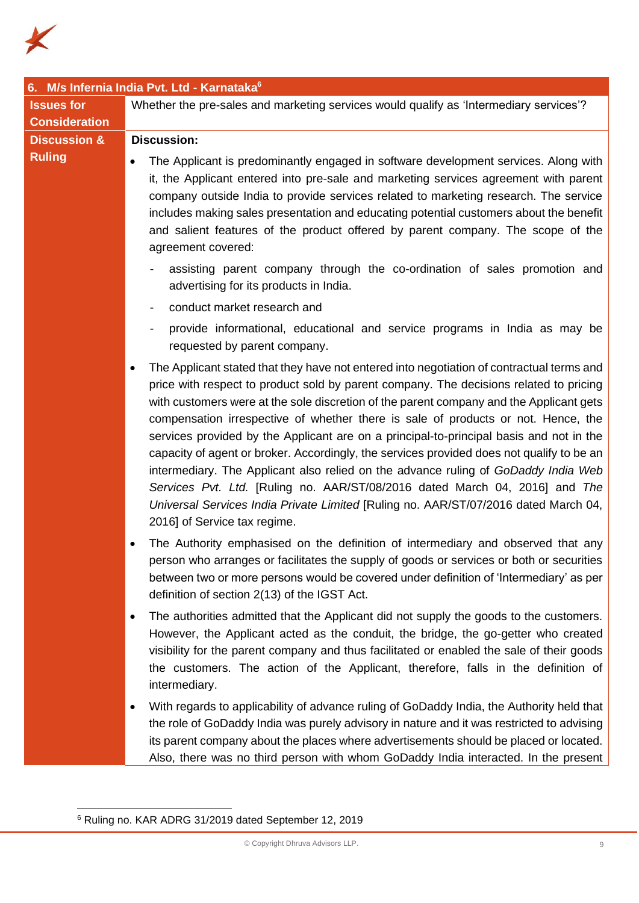| 6. M/s Infernia India Pvt. Ltd - Karnataka[6] | |
|---|---|
| **Issues for Consideration** | Whether the pre-sales and marketing services would qualify as 'Intermediary services'? |
| **Discussion & Ruling** | **Discussion:**<br><br>• The Applicant is predominantly engaged in software development services. Along with it, the Applicant entered into pre-sale and marketing services agreement with parent company outside India to provide services related to marketing research. The service includes making sales presentation and educating potential customers about the benefit and salient features of the product offered by parent company. The scope of the agreement covered:<br>- assisting parent company through the co-ordination of sales promotion and advertising for its products in India.<br>- conduct market research and<br>- provide informational, educational and service programs in India as may be requested by parent company.<br><br>• The Applicant stated that they have not entered into negotiation of contractual terms and price with respect to product sold by parent company. The decisions related to pricing with customers were at the sole discretion of the parent company and the Applicant gets compensation irrespective of whether there is sale of products or not. Hence, the services provided by the Applicant are on a principal-to-principal basis and not in the capacity of agent or broker. Accordingly, the services provided does not qualify to be an intermediary. The Applicant also relied on the advance ruling of *GoDaddy India Web Services Pvt. Ltd.* [Ruling no. AAR/ST/08/2016 dated March 04, 2016] and *The Universal Services India Private Limited* [Ruling no. AAR/ST/07/2016 dated March 04, 2016] of Service tax regime.<br><br>• The Authority emphasised on the definition of intermediary and observed that any person who arranges or facilitates the supply of goods or services or both or securities between two or more persons would be covered under definition of 'Intermediary' as per definition of section 2(13) of the IGST Act.<br><br>• The authorities admitted that the Applicant did not supply the goods to the customers. However, the Applicant acted as the conduit, the bridge, the go-getter who created visibility for the parent company and thus facilitated or enabled the sale of their goods the customers. The action of the Applicant, therefore, falls in the definition of intermediary.<br><br>• With regards to applicability of advance ruling of GoDaddy India, the Authority held that the role of GoDaddy India was purely advisory in nature and it was restricted to advising its parent company about the places where advertisements should be placed or located. Also, there was no third person with whom GoDaddy India interacted. In the present |

[6] Ruling no. KAR ADRG 31/2019 dated September 12, 2019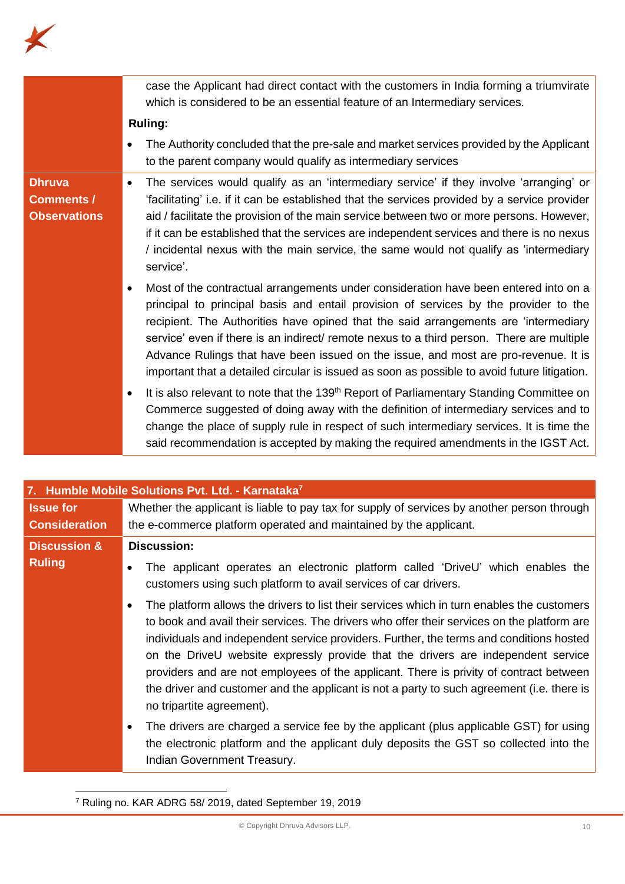| | |
|---|---|
| | case the Applicant had direct contact with the customers in India forming a triumvirate which is considered to be an essential feature of an Intermediary services.<br><br>**Ruling:**<br><br>• The Authority concluded that the pre-sale and market services provided by the Applicant to the parent company would qualify as intermediary services |
| **Dhruva Comments / Observations** | • The services would qualify as an 'intermediary service' if they involve 'arranging' or 'facilitating' i.e. if it can be established that the services provided by a service provider aid / facilitate the provision of the main service between two or more persons. However, if it can be established that the services are independent services and there is no nexus / incidental nexus with the main service, the same would not qualify as 'intermediary service'.<br><br>• Most of the contractual arrangements under consideration have been entered into on a principal to principal basis and entail provision of services by the provider to the recipient. The Authorities have opined that the said arrangements are 'intermediary service' even if there is an indirect/ remote nexus to a third person. There are multiple Advance Rulings that have been issued on the issue, and most are pro-revenue. It is important that a detailed circular is issued as soon as possible to avoid future litigation.<br><br>• It is also relevant to note that the 139th Report of Parliamentary Standing Committee on Commerce suggested of doing away with the definition of intermediary services and to change the place of supply rule in respect of such intermediary services. It is time the said recommendation is accepted by making the required amendments in the IGST Act. |

| **7. Humble Mobile Solutions Pvt. Ltd. - Karnataka[7]** | |
|---|---|
| **Issue for Consideration** | Whether the applicant is liable to pay tax for supply of services by another person through the e-commerce platform operated and maintained by the applicant. |
| **Discussion & Ruling** | **Discussion:**<br><br>• The applicant operates an electronic platform called 'DriveU' which enables the customers using such platform to avail services of car drivers.<br><br>• The platform allows the drivers to list their services which in turn enables the customers to book and avail their services. The drivers who offer their services on the platform are individuals and independent service providers. Further, the terms and conditions hosted on the DriveU website expressly provide that the drivers are independent service providers and are not employees of the applicant. There is privity of contract between the driver and customer and the applicant is not a party to such agreement (i.e. there is no tripartite agreement).<br><br>• The drivers are charged a service fee by the applicant (plus applicable GST) for using the electronic platform and the applicant duly deposits the GST so collected into the Indian Government Treasury. |

[7] Ruling no. KAR ADRG 58/ 2019, dated September 19, 2019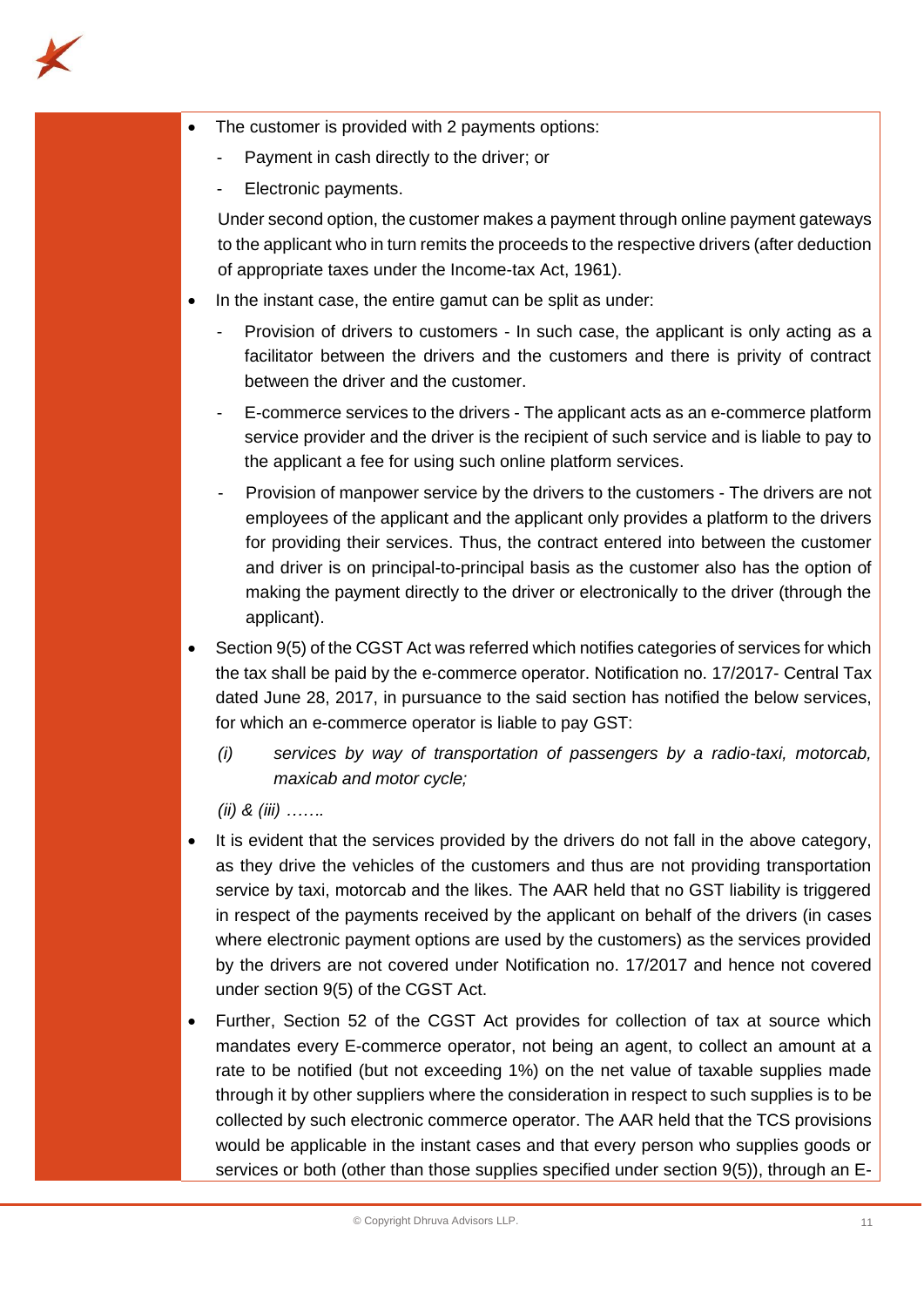- The customer is provided with 2 payments options:
  - Payment in cash directly to the driver; or
  - Electronic payments.

  Under second option, the customer makes a payment through online payment gateways to the applicant who in turn remits the proceeds to the respective drivers (after deduction of appropriate taxes under the Income-tax Act, 1961).

- In the instant case, the entire gamut can be split as under:
  - Provision of drivers to customers - In such case, the applicant is only acting as a facilitator between the drivers and the customers and there is privity of contract between the driver and the customer.
  - E-commerce services to the drivers - The applicant acts as an e-commerce platform service provider and the driver is the recipient of such service and is liable to pay to the applicant a fee for using such online platform services.
  - Provision of manpower service by the drivers to the customers - The drivers are not employees of the applicant and the applicant only provides a platform to the drivers for providing their services. Thus, the contract entered into between the customer and driver is on principal-to-principal basis as the customer also has the option of making the payment directly to the driver or electronically to the driver (through the applicant).

- Section 9(5) of the CGST Act was referred which notifies categories of services for which the tax shall be paid by the e-commerce operator. Notification no. 17/2017- Central Tax dated June 28, 2017, in pursuance to the said section has notified the below services, for which an e-commerce operator is liable to pay GST:

  *(i) services by way of transportation of passengers by a radio-taxi, motorcab, maxicab and motor cycle;*

  *(ii) & (iii) …….*

- It is evident that the services provided by the drivers do not fall in the above category, as they drive the vehicles of the customers and thus are not providing transportation service by taxi, motorcab and the likes. The AAR held that no GST liability is triggered in respect of the payments received by the applicant on behalf of the drivers (in cases where electronic payment options are used by the customers) as the services provided by the drivers are not covered under Notification no. 17/2017 and hence not covered under section 9(5) of the CGST Act.

- Further, Section 52 of the CGST Act provides for collection of tax at source which mandates every E-commerce operator, not being an agent, to collect an amount at a rate to be notified (but not exceeding 1%) on the net value of taxable supplies made through it by other suppliers where the consideration in respect to such supplies is to be collected by such electronic commerce operator. The AAR held that the TCS provisions would be applicable in the instant cases and that every person who supplies goods or services or both (other than those supplies specified under section 9(5)), through an E-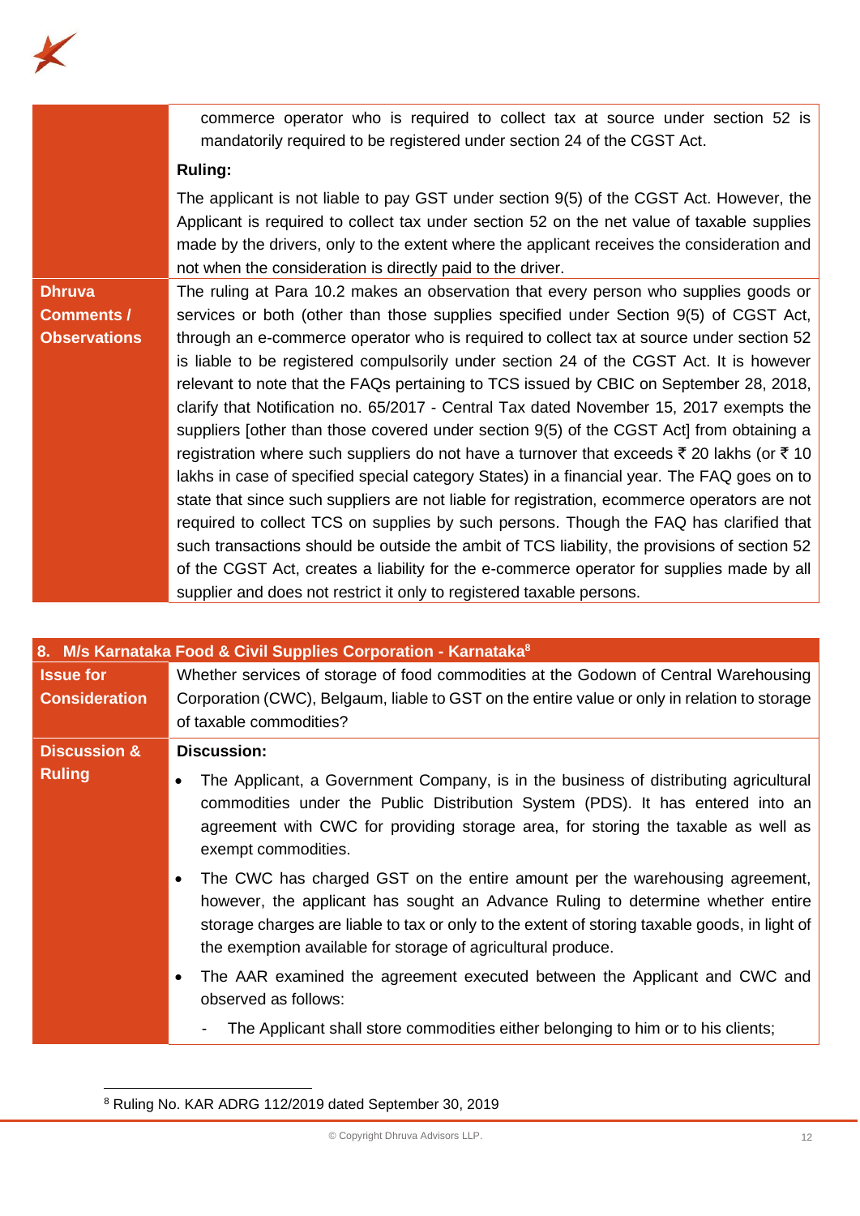| | |
|---|---|
| | commerce operator who is required to collect tax at source under section 52 is mandatorily required to be registered under section 24 of the CGST Act.<br><br>**Ruling:**<br><br>The applicant is not liable to pay GST under section 9(5) of the CGST Act. However, the Applicant is required to collect tax under section 52 on the net value of taxable supplies made by the drivers, only to the extent where the applicant receives the consideration and not when the consideration is directly paid to the driver. |
| **Dhruva Comments / Observations** | The ruling at Para 10.2 makes an observation that every person who supplies goods or services or both (other than those supplies specified under Section 9(5) of CGST Act, through an e-commerce operator who is required to collect tax at source under section 52 is liable to be registered compulsorily under section 24 of the CGST Act. It is however relevant to note that the FAQs pertaining to TCS issued by CBIC on September 28, 2018, clarify that Notification no. 65/2017 - Central Tax dated November 15, 2017 exempts the suppliers [other than those covered under section 9(5) of the CGST Act] from obtaining a registration where such suppliers do not have a turnover that exceeds ₹ 20 lakhs (or ₹ 10 lakhs in case of specified special category States) in a financial year. The FAQ goes on to state that since such suppliers are not liable for registration, ecommerce operators are not required to collect TCS on supplies by such persons. Though the FAQ has clarified that such transactions should be outside the ambit of TCS liability, the provisions of section 52 of the CGST Act, creates a liability for the e-commerce operator for supplies made by all supplier and does not restrict it only to registered taxable persons. |

| **8. M/s Karnataka Food & Civil Supplies Corporation - Karnataka[8]** | |
|---|---|
| **Issue for Consideration** | Whether services of storage of food commodities at the Godown of Central Warehousing Corporation (CWC), Belgaum, liable to GST on the entire value or only in relation to storage of taxable commodities? |
| **Discussion & Ruling** | **Discussion:**<br><br>• The Applicant, a Government Company, is in the business of distributing agricultural commodities under the Public Distribution System (PDS). It has entered into an agreement with CWC for providing storage area, for storing the taxable as well as exempt commodities.<br><br>• The CWC has charged GST on the entire amount per the warehousing agreement, however, the applicant has sought an Advance Ruling to determine whether entire storage charges are liable to tax or only to the extent of storing taxable goods, in light of the exemption available for storage of agricultural produce.<br><br>• The AAR examined the agreement executed between the Applicant and CWC and observed as follows:<br><br>- The Applicant shall store commodities either belonging to him or to his clients; |

[8] Ruling No. KAR ADRG 112/2019 dated September 30, 2019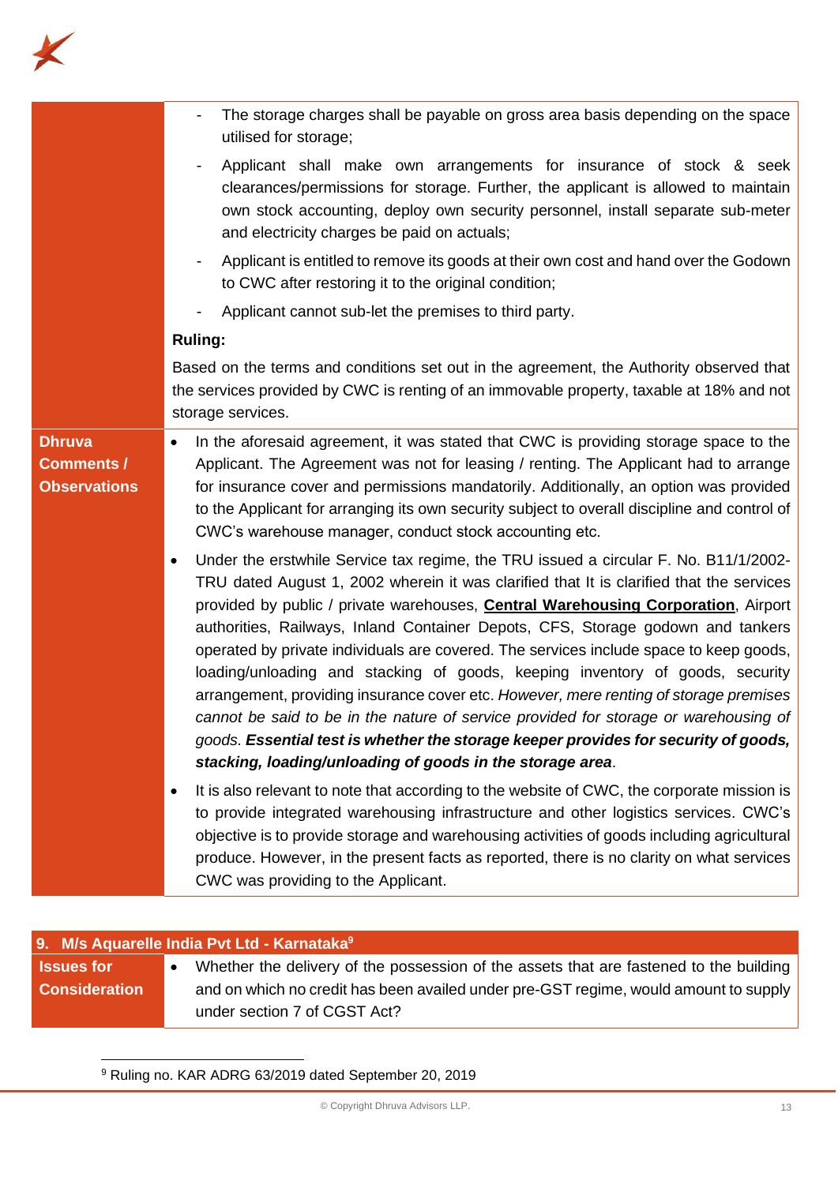| | |
|---|---|
| | - The storage charges shall be payable on gross area basis depending on the space utilised for storage;<br>- Applicant shall make own arrangements for insurance of stock & seek clearances/permissions for storage. Further, the applicant is allowed to maintain own stock accounting, deploy own security personnel, install separate sub-meter and electricity charges be paid on actuals;<br>- Applicant is entitled to remove its goods at their own cost and hand over the Godown to CWC after restoring it to the original condition;<br>- Applicant cannot sub-let the premises to third party.<br><br>**Ruling:**<br><br>Based on the terms and conditions set out in the agreement, the Authority observed that the services provided by CWC is renting of an immovable property, taxable at 18% and not storage services. |
| **Dhruva Comments / Observations** | • In the aforesaid agreement, it was stated that CWC is providing storage space to the Applicant. The Agreement was not for leasing / renting. The Applicant had to arrange for insurance cover and permissions mandatorily. Additionally, an option was provided to the Applicant for arranging its own security subject to overall discipline and control of CWC's warehouse manager, conduct stock accounting etc.<br><br>• Under the erstwhile Service tax regime, the TRU issued a circular F. No. B11/1/2002-TRU dated August 1, 2002 wherein it was clarified that It is clarified that the services provided by public / private warehouses, **Central Warehousing Corporation**, Airport authorities, Railways, Inland Container Depots, CFS, Storage godown and tankers operated by private individuals are covered. The services include space to keep goods, loading/unloading and stacking of goods, keeping inventory of goods, security arrangement, providing insurance cover etc. *However, mere renting of storage premises cannot be said to be in the nature of service provided for storage or warehousing of goods.* ***Essential test is whether the storage keeper provides for security of goods, stacking, loading/unloading of goods in the storage area***.<br><br>• It is also relevant to note that according to the website of CWC, the corporate mission is to provide integrated warehousing infrastructure and other logistics services. CWC's objective is to provide storage and warehousing activities of goods including agricultural produce. However, in the present facts as reported, there is no clarity on what services CWC was providing to the Applicant. |

| **9. M/s Aquarelle India Pvt Ltd - Karnataka[9]** | |
|---|---|
| **Issues for Consideration** | • Whether the delivery of the possession of the assets that are fastened to the building and on which no credit has been availed under pre-GST regime, would amount to supply under section 7 of CGST Act? |

[9] Ruling no. KAR ADRG 63/2019 dated September 20, 2019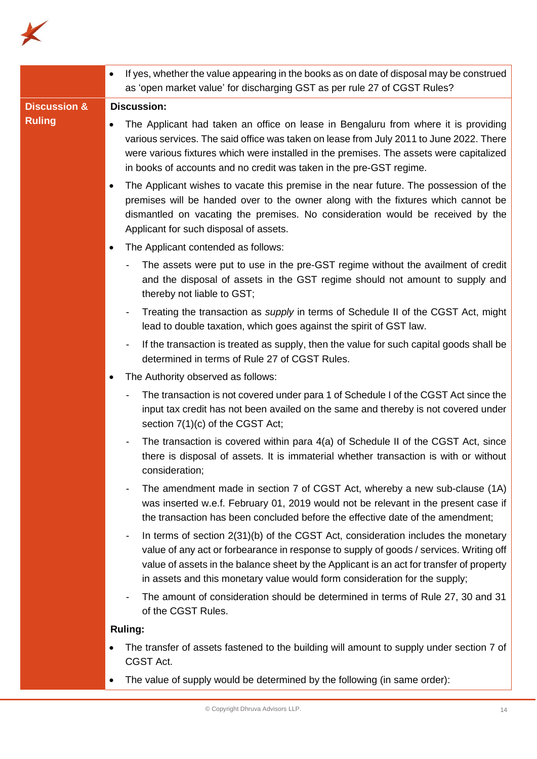| | |
|---|---|
| | • If yes, whether the value appearing in the books as on date of disposal may be construed as 'open market value' for discharging GST as per rule 27 of CGST Rules? |
| **Discussion & Ruling** | **Discussion:**<br><br>• The Applicant had taken an office on lease in Bengaluru from where it is providing various services. The said office was taken on lease from July 2011 to June 2022. There were various fixtures which were installed in the premises. The assets were capitalized in books of accounts and no credit was taken in the pre-GST regime.<br><br>• The Applicant wishes to vacate this premise in the near future. The possession of the premises will be handed over to the owner along with the fixtures which cannot be dismantled on vacating the premises. No consideration would be received by the Applicant for such disposal of assets.<br><br>• The Applicant contended as follows:<br><br>- The assets were put to use in the pre-GST regime without the availment of credit and the disposal of assets in the GST regime should not amount to supply and thereby not liable to GST;<br><br>- Treating the transaction as *supply* in terms of Schedule II of the CGST Act, might lead to double taxation, which goes against the spirit of GST law.<br><br>- If the transaction is treated as supply, then the value for such capital goods shall be determined in terms of Rule 27 of CGST Rules.<br><br>• The Authority observed as follows:<br><br>- The transaction is not covered under para 1 of Schedule I of the CGST Act since the input tax credit has not been availed on the same and thereby is not covered under section 7(1)(c) of the CGST Act;<br><br>- The transaction is covered within para 4(a) of Schedule II of the CGST Act, since there is disposal of assets. It is immaterial whether transaction is with or without consideration;<br><br>- The amendment made in section 7 of CGST Act, whereby a new sub-clause (1A) was inserted w.e.f. February 01, 2019 would not be relevant in the present case if the transaction has been concluded before the effective date of the amendment;<br><br>- In terms of section 2(31)(b) of the CGST Act, consideration includes the monetary value of any act or forbearance in response to supply of goods / services. Writing off value of assets in the balance sheet by the Applicant is an act for transfer of property in assets and this monetary value would form consideration for the supply;<br><br>- The amount of consideration should be determined in terms of Rule 27, 30 and 31 of the CGST Rules.<br><br>**Ruling:**<br><br>• The transfer of assets fastened to the building will amount to supply under section 7 of CGST Act.<br><br>• The value of supply would be determined by the following (in same order): |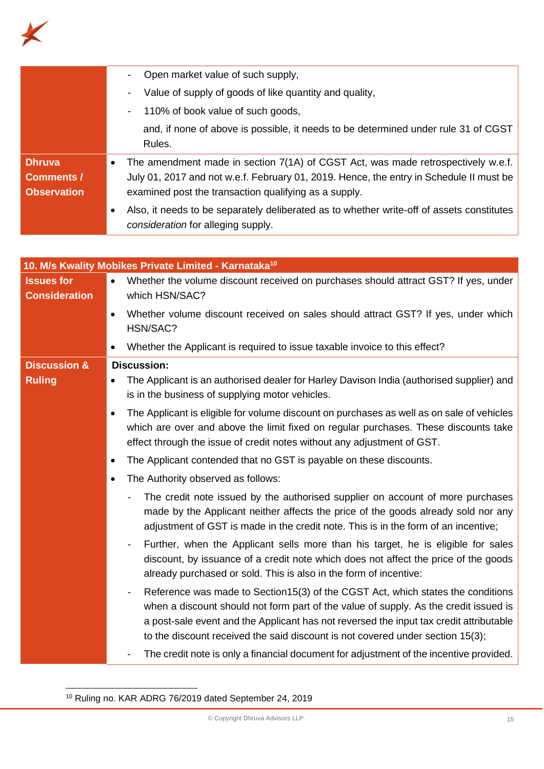| | |
|---|---|
| | - Open market value of such supply,<br>- Value of supply of goods of like quantity and quality,<br>- 110% of book value of such goods,<br>and, if none of above is possible, it needs to be determined under rule 31 of CGST Rules. |
| **Dhruva Comments / Observation** | • The amendment made in section 7(1A) of CGST Act, was made retrospectively w.e.f. July 01, 2017 and not w.e.f. February 01, 2019. Hence, the entry in Schedule II must be examined post the transaction qualifying as a supply.<br>• Also, it needs to be separately deliberated as to whether write-off of assets constitutes *consideration* for alleging supply. |

| **10. M/s Kwality Mobikes Private Limited - Karnataka[10]** | |
|---|---|
| **Issues for Consideration** | • Whether the volume discount received on purchases should attract GST? If yes, under which HSN/SAC?<br>• Whether volume discount received on sales should attract GST? If yes, under which HSN/SAC?<br>• Whether the Applicant is required to issue taxable invoice to this effect? |
| **Discussion & Ruling** | **Discussion:**<br>• The Applicant is an authorised dealer for Harley Davison India (authorised supplier) and is in the business of supplying motor vehicles.<br>• The Applicant is eligible for volume discount on purchases as well as on sale of vehicles which are over and above the limit fixed on regular purchases. These discounts take effect through the issue of credit notes without any adjustment of GST.<br>• The Applicant contended that no GST is payable on these discounts.<br>• The Authority observed as follows:<br>- The credit note issued by the authorised supplier on account of more purchases made by the Applicant neither affects the price of the goods already sold nor any adjustment of GST is made in the credit note. This is in the form of an incentive;<br>- Further, when the Applicant sells more than his target, he is eligible for sales discount, by issuance of a credit note which does not affect the price of the goods already purchased or sold. This is also in the form of incentive:<br>- Reference was made to Section15(3) of the CGST Act, which states the conditions when a discount should not form part of the value of supply. As the credit issued is a post-sale event and the Applicant has not reversed the input tax credit attributable to the discount received the said discount is not covered under section 15(3);<br>- The credit note is only a financial document for adjustment of the incentive provided. |

[10] Ruling no. KAR ADRG 76/2019 dated September 24, 2019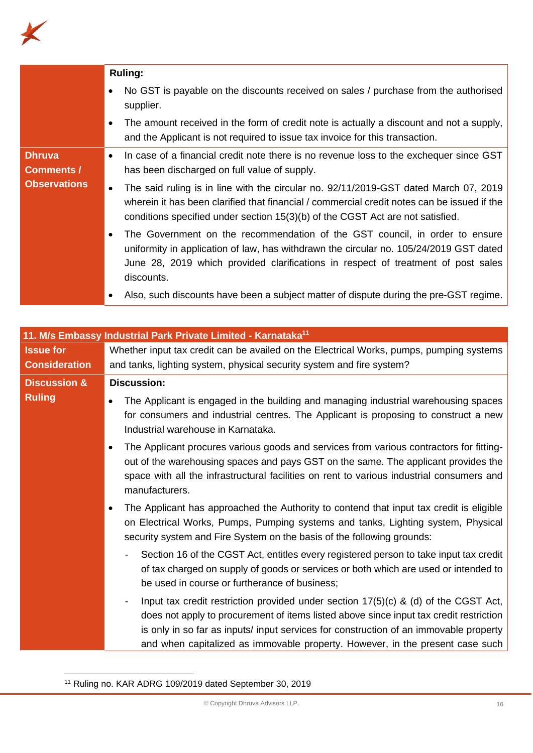| | |
|---|---|
| | **Ruling:**<br>• No GST is payable on the discounts received on sales / purchase from the authorised supplier.<br>• The amount received in the form of credit note is actually a discount and not a supply, and the Applicant is not required to issue tax invoice for this transaction. |
| **Dhruva Comments / Observations** | • In case of a financial credit note there is no revenue loss to the exchequer since GST has been discharged on full value of supply.<br>• The said ruling is in line with the circular no. 92/11/2019-GST dated March 07, 2019 wherein it has been clarified that financial / commercial credit notes can be issued if the conditions specified under section 15(3)(b) of the CGST Act are not satisfied.<br>• The Government on the recommendation of the GST council, in order to ensure uniformity in application of law, has withdrawn the circular no. 105/24/2019 GST dated June 28, 2019 which provided clarifications in respect of treatment of post sales discounts.<br>• Also, such discounts have been a subject matter of dispute during the pre-GST regime. |

| **11. M/s Embassy Industrial Park Private Limited - Karnataka[11]** | |
|---|---|
| **Issue for Consideration** | Whether input tax credit can be availed on the Electrical Works, pumps, pumping systems and tanks, lighting system, physical security system and fire system? |
| **Discussion & Ruling** | **Discussion:**<br>• The Applicant is engaged in the building and managing industrial warehousing spaces for consumers and industrial centres. The Applicant is proposing to construct a new Industrial warehouse in Karnataka.<br>• The Applicant procures various goods and services from various contractors for fitting-out of the warehousing spaces and pays GST on the same. The applicant provides the space with all the infrastructural facilities on rent to various industrial consumers and manufacturers.<br>• The Applicant has approached the Authority to contend that input tax credit is eligible on Electrical Works, Pumps, Pumping systems and tanks, Lighting system, Physical security system and Fire System on the basis of the following grounds:<br>- Section 16 of the CGST Act, entitles every registered person to take input tax credit of tax charged on supply of goods or services or both which are used or intended to be used in course or furtherance of business;<br>- Input tax credit restriction provided under section 17(5)(c) & (d) of the CGST Act, does not apply to procurement of items listed above since input tax credit restriction is only in so far as inputs/ input services for construction of an immovable property and when capitalized as immovable property. However, in the present case such |

[11] Ruling no. KAR ADRG 109/2019 dated September 30, 2019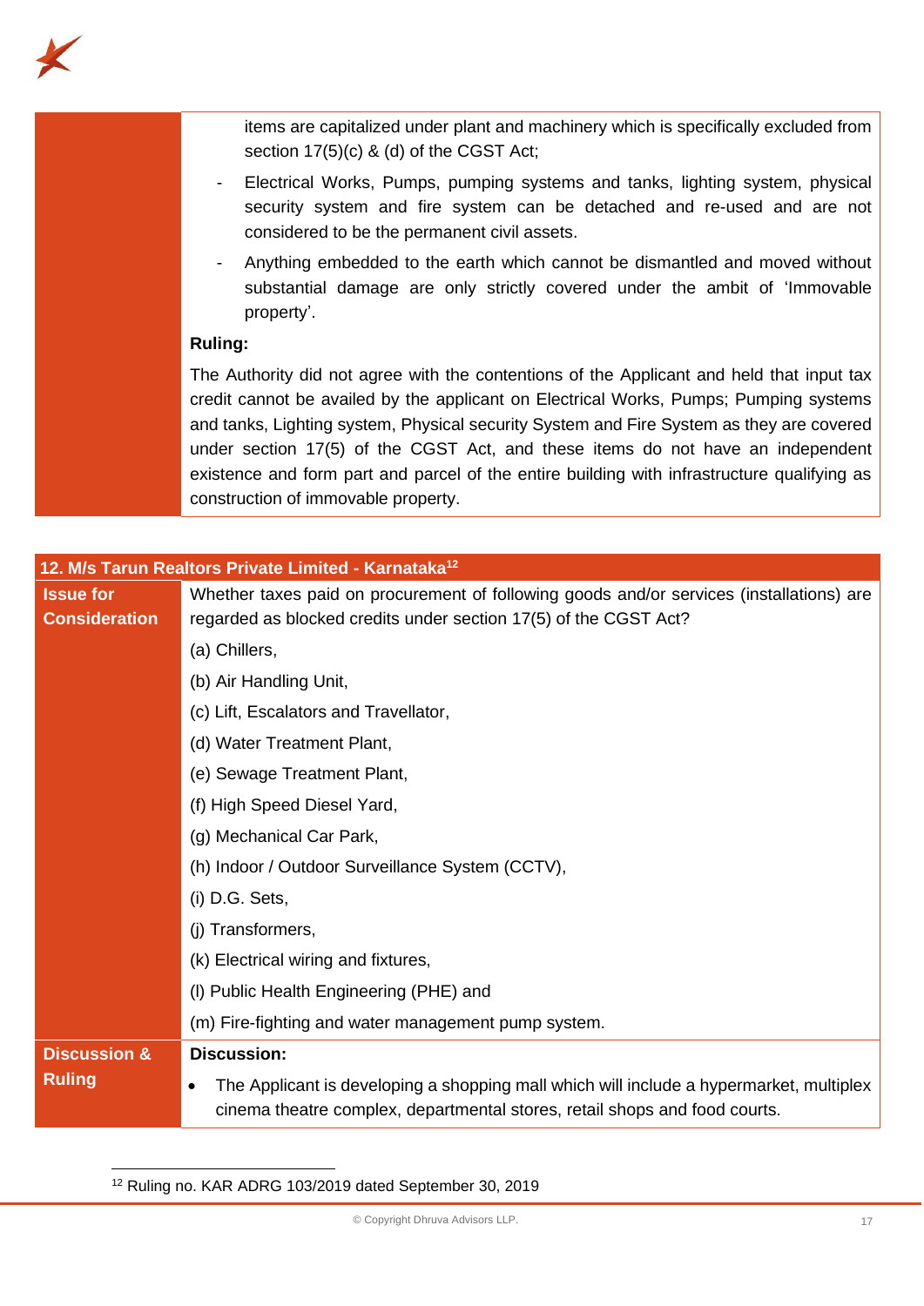| | |
|---|---|
| | items are capitalized under plant and machinery which is specifically excluded from section 17(5)(c) & (d) of the CGST Act;<br>- Electrical Works, Pumps, pumping systems and tanks, lighting system, physical security system and fire system can be detached and re-used and are not considered to be the permanent civil assets.<br>- Anything embedded to the earth which cannot be dismantled and moved without substantial damage are only strictly covered under the ambit of 'Immovable property'.<br><br>**Ruling:**<br><br>The Authority did not agree with the contentions of the Applicant and held that input tax credit cannot be availed by the applicant on Electrical Works, Pumps; Pumping systems and tanks, Lighting system, Physical security System and Fire System as they are covered under section 17(5) of the CGST Act, and these items do not have an independent existence and form part and parcel of the entire building with infrastructure qualifying as construction of immovable property. |

| **12. M/s Tarun Realtors Private Limited - Karnataka[12]** | |
|---|---|
| **Issue for Consideration** | Whether taxes paid on procurement of following goods and/or services (installations) are regarded as blocked credits under section 17(5) of the CGST Act?<br><br>(a) Chillers,<br>(b) Air Handling Unit,<br>(c) Lift, Escalators and Travellator,<br>(d) Water Treatment Plant,<br>(e) Sewage Treatment Plant,<br>(f) High Speed Diesel Yard,<br>(g) Mechanical Car Park,<br>(h) Indoor / Outdoor Surveillance System (CCTV),<br>(i) D.G. Sets,<br>(j) Transformers,<br>(k) Electrical wiring and fixtures,<br>(l) Public Health Engineering (PHE) and<br>(m) Fire-fighting and water management pump system. |
| **Discussion & Ruling** | **Discussion:**<br><br>• The Applicant is developing a shopping mall which will include a hypermarket, multiplex cinema theatre complex, departmental stores, retail shops and food courts. |

[12] Ruling no. KAR ADRG 103/2019 dated September 30, 2019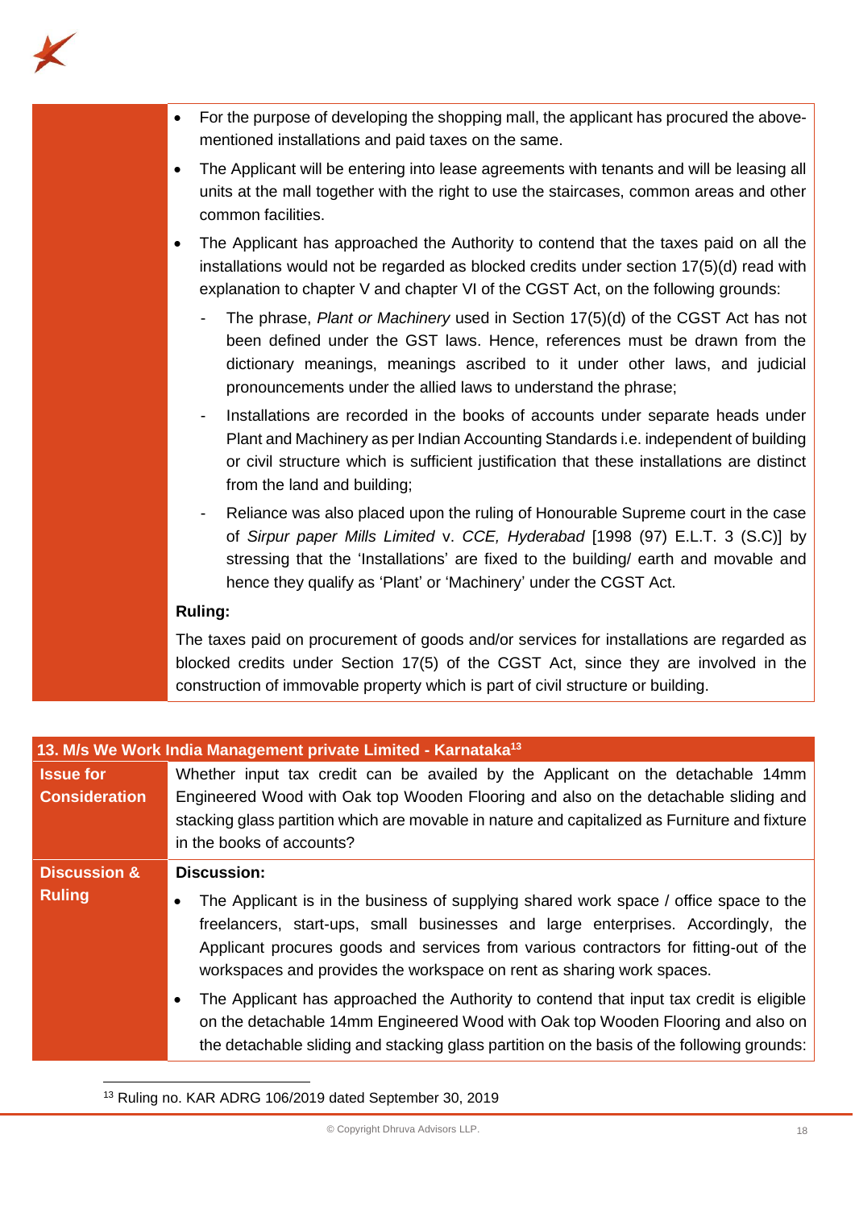- For the purpose of developing the shopping mall, the applicant has procured the above-mentioned installations and paid taxes on the same.
- The Applicant will be entering into lease agreements with tenants and will be leasing all units at the mall together with the right to use the staircases, common areas and other common facilities.
- The Applicant has approached the Authority to contend that the taxes paid on all the installations would not be regarded as blocked credits under section 17(5)(d) read with explanation to chapter V and chapter VI of the CGST Act, on the following grounds:
  - The phrase, *Plant or Machinery* used in Section 17(5)(d) of the CGST Act has not been defined under the GST laws. Hence, references must be drawn from the dictionary meanings, meanings ascribed to it under other laws, and judicial pronouncements under the allied laws to understand the phrase;
  - Installations are recorded in the books of accounts under separate heads under Plant and Machinery as per Indian Accounting Standards i.e. independent of building or civil structure which is sufficient justification that these installations are distinct from the land and building;
  - Reliance was also placed upon the ruling of Honourable Supreme court in the case of *Sirpur paper Mills Limited* v. *CCE, Hyderabad* [1998 (97) E.L.T. 3 (S.C)] by stressing that the 'Installations' are fixed to the building/ earth and movable and hence they qualify as 'Plant' or 'Machinery' under the CGST Act.

**Ruling:**

The taxes paid on procurement of goods and/or services for installations are regarded as blocked credits under Section 17(5) of the CGST Act, since they are involved in the construction of immovable property which is part of civil structure or building.

### 13. M/s We Work India Management private Limited - Karnataka[13]

| | |
|---|---|
| **Issue for Consideration** | Whether input tax credit can be availed by the Applicant on the detachable 14mm Engineered Wood with Oak top Wooden Flooring and also on the detachable sliding and stacking glass partition which are movable in nature and capitalized as Furniture and fixture in the books of accounts? |
| **Discussion & Ruling** | **Discussion:**<br>• The Applicant is in the business of supplying shared work space / office space to the freelancers, start-ups, small businesses and large enterprises. Accordingly, the Applicant procures goods and services from various contractors for fitting-out of the workspaces and provides the workspace on rent as sharing work spaces.<br>• The Applicant has approached the Authority to contend that input tax credit is eligible on the detachable 14mm Engineered Wood with Oak top Wooden Flooring and also on the detachable sliding and stacking glass partition on the basis of the following grounds: |

[13] Ruling no. KAR ADRG 106/2019 dated September 30, 2019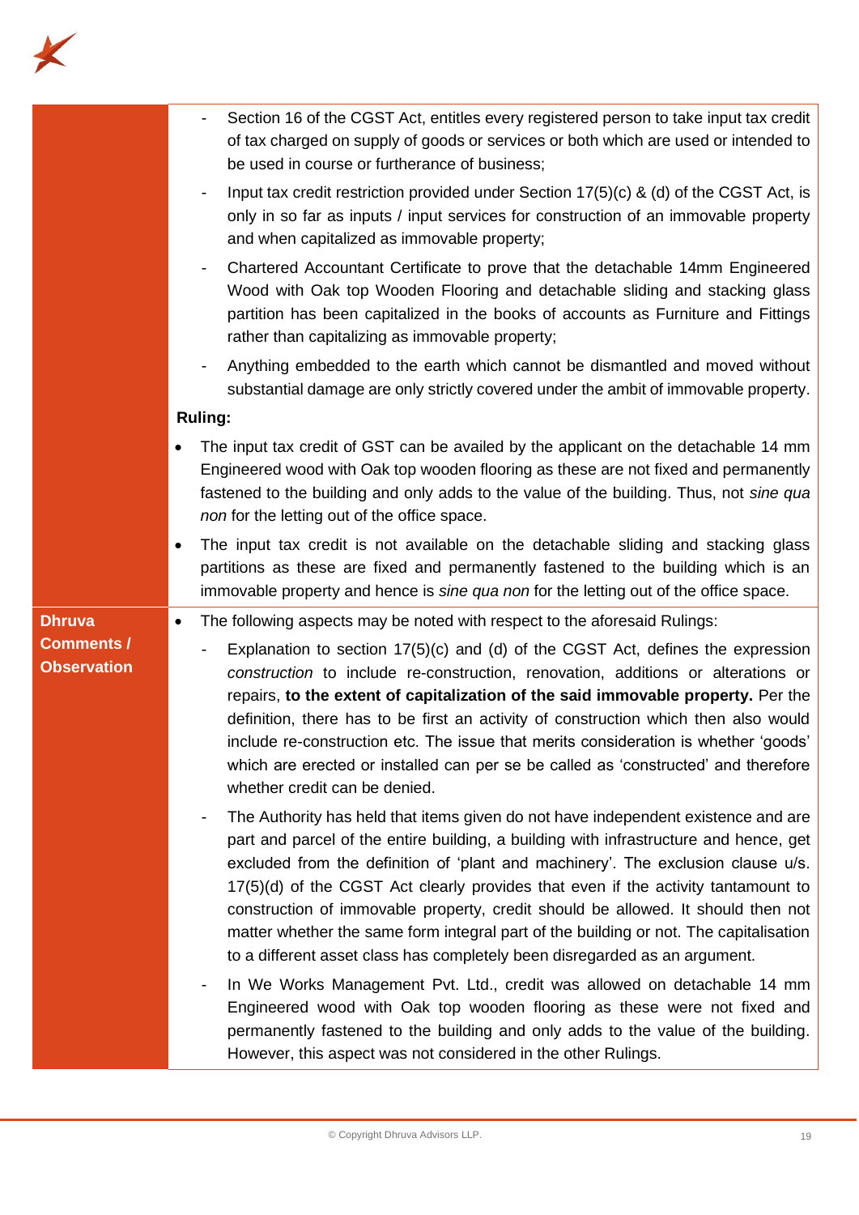| | |
|---|---|
| | - Section 16 of the CGST Act, entitles every registered person to take input tax credit of tax charged on supply of goods or services or both which are used or intended to be used in course or furtherance of business;<br>- Input tax credit restriction provided under Section 17(5)(c) & (d) of the CGST Act, is only in so far as inputs / input services for construction of an immovable property and when capitalized as immovable property;<br>- Chartered Accountant Certificate to prove that the detachable 14mm Engineered Wood with Oak top Wooden Flooring and detachable sliding and stacking glass partition has been capitalized in the books of accounts as Furniture and Fittings rather than capitalizing as immovable property;<br>- Anything embedded to the earth which cannot be dismantled and moved without substantial damage are only strictly covered under the ambit of immovable property.<br><br>**Ruling:**<br><br>- The input tax credit of GST can be availed by the applicant on the detachable 14 mm Engineered wood with Oak top wooden flooring as these are not fixed and permanently fastened to the building and only adds to the value of the building. Thus, not *sine qua non* for the letting out of the office space.<br>- The input tax credit is not available on the detachable sliding and stacking glass partitions as these are fixed and permanently fastened to the building which is an immovable property and hence is *sine qua non* for the letting out of the office space. |
| **Dhruva Comments / Observation** | - The following aspects may be noted with respect to the aforesaid Rulings:<br>  - Explanation to section 17(5)(c) and (d) of the CGST Act, defines the expression *construction* to include re-construction, renovation, additions or alterations or repairs, **to the extent of capitalization of the said immovable property.** Per the definition, there has to be first an activity of construction which then also would include re-construction etc. The issue that merits consideration is whether 'goods' which are erected or installed can per se be called as 'constructed' and therefore whether credit can be denied.<br>  - The Authority has held that items given do not have independent existence and are part and parcel of the entire building, a building with infrastructure and hence, get excluded from the definition of 'plant and machinery'. The exclusion clause u/s. 17(5)(d) of the CGST Act clearly provides that even if the activity tantamount to construction of immovable property, credit should be allowed. It should then not matter whether the same form integral part of the building or not. The capitalisation to a different asset class has completely been disregarded as an argument.<br>  - In We Works Management Pvt. Ltd., credit was allowed on detachable 14 mm Engineered wood with Oak top wooden flooring as these were not fixed and permanently fastened to the building and only adds to the value of the building. However, this aspect was not considered in the other Rulings. |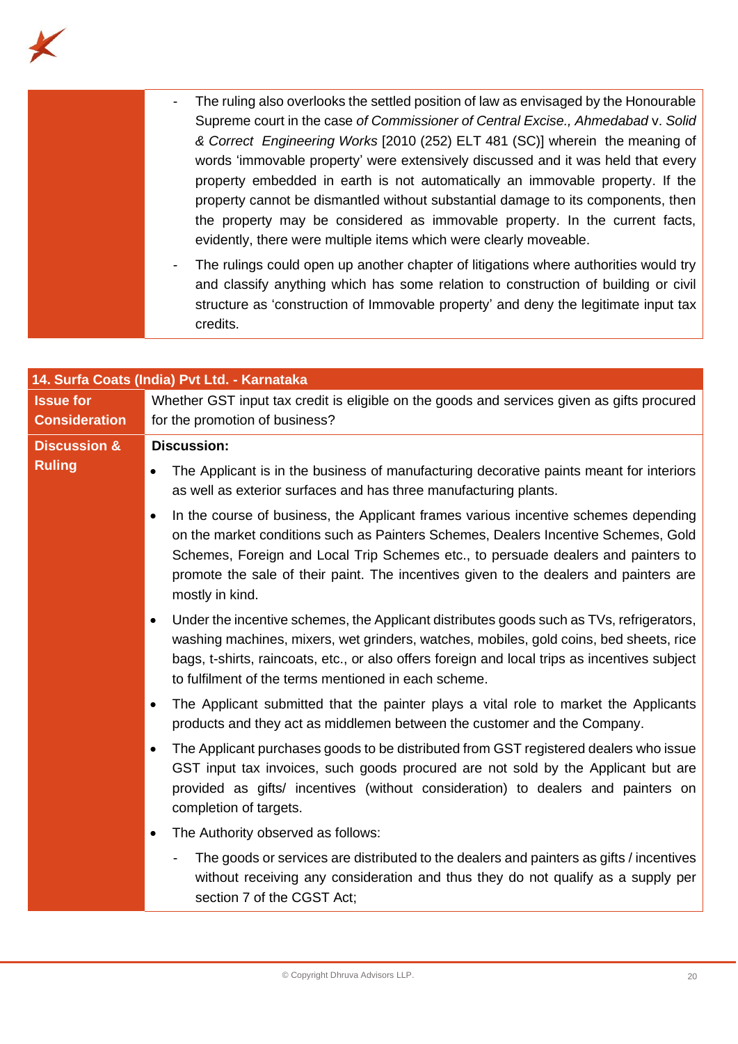| | |
|---|---|
| | - The ruling also overlooks the settled position of law as envisaged by the Honourable Supreme court in the case *of Commissioner of Central Excise., Ahmedabad* v. *Solid & Correct Engineering Works* [2010 (252) ELT 481 (SC)] wherein the meaning of words 'immovable property' were extensively discussed and it was held that every property embedded in earth is not automatically an immovable property. If the property cannot be dismantled without substantial damage to its components, then the property may be considered as immovable property. In the current facts, evidently, there were multiple items which were clearly moveable.<br>- The rulings could open up another chapter of litigations where authorities would try and classify anything which has some relation to construction of building or civil structure as 'construction of Immovable property' and deny the legitimate input tax credits. |

| **14. Surfa Coats (India) Pvt Ltd. - Karnataka** | |
|---|---|
| **Issue for Consideration** | Whether GST input tax credit is eligible on the goods and services given as gifts procured for the promotion of business? |
| **Discussion & Ruling** | **Discussion:**<br>• The Applicant is in the business of manufacturing decorative paints meant for interiors as well as exterior surfaces and has three manufacturing plants.<br>• In the course of business, the Applicant frames various incentive schemes depending on the market conditions such as Painters Schemes, Dealers Incentive Schemes, Gold Schemes, Foreign and Local Trip Schemes etc., to persuade dealers and painters to promote the sale of their paint. The incentives given to the dealers and painters are mostly in kind.<br>• Under the incentive schemes, the Applicant distributes goods such as TVs, refrigerators, washing machines, mixers, wet grinders, watches, mobiles, gold coins, bed sheets, rice bags, t-shirts, raincoats, etc., or also offers foreign and local trips as incentives subject to fulfilment of the terms mentioned in each scheme.<br>• The Applicant submitted that the painter plays a vital role to market the Applicants products and they act as middlemen between the customer and the Company.<br>• The Applicant purchases goods to be distributed from GST registered dealers who issue GST input tax invoices, such goods procured are not sold by the Applicant but are provided as gifts/ incentives (without consideration) to dealers and painters on completion of targets.<br>• The Authority observed as follows:<br>- The goods or services are distributed to the dealers and painters as gifts / incentives without receiving any consideration and thus they do not qualify as a supply per section 7 of the CGST Act; |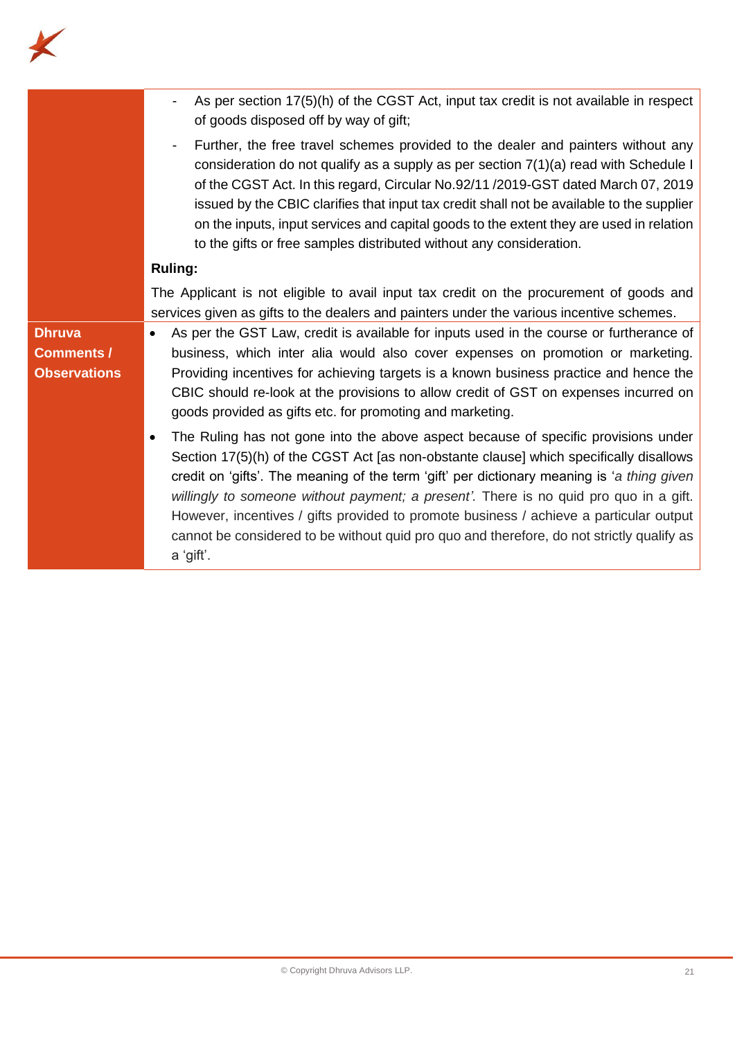| | |
|---|---|
| | - As per section 17(5)(h) of the CGST Act, input tax credit is not available in respect of goods disposed off by way of gift;<br>- Further, the free travel schemes provided to the dealer and painters without any consideration do not qualify as a supply as per section 7(1)(a) read with Schedule I of the CGST Act. In this regard, Circular No.92/11 /2019-GST dated March 07, 2019 issued by the CBIC clarifies that input tax credit shall not be available to the supplier on the inputs, input services and capital goods to the extent they are used in relation to the gifts or free samples distributed without any consideration.<br><br>**Ruling:**<br><br>The Applicant is not eligible to avail input tax credit on the procurement of goods and services given as gifts to the dealers and painters under the various incentive schemes. |
| **Dhruva Comments / Observations** | • As per the GST Law, credit is available for inputs used in the course or furtherance of business, which inter alia would also cover expenses on promotion or marketing. Providing incentives for achieving targets is a known business practice and hence the CBIC should re-look at the provisions to allow credit of GST on expenses incurred on goods provided as gifts etc. for promoting and marketing.<br>• The Ruling has not gone into the above aspect because of specific provisions under Section 17(5)(h) of the CGST Act [as non-obstante clause] which specifically disallows credit on 'gifts'. The meaning of the term 'gift' per dictionary meaning is '*a thing given willingly to someone without payment; a present'.* There is no quid pro quo in a gift. However, incentives / gifts provided to promote business / achieve a particular output cannot be considered to be without quid pro quo and therefore, do not strictly qualify as a 'gift'. |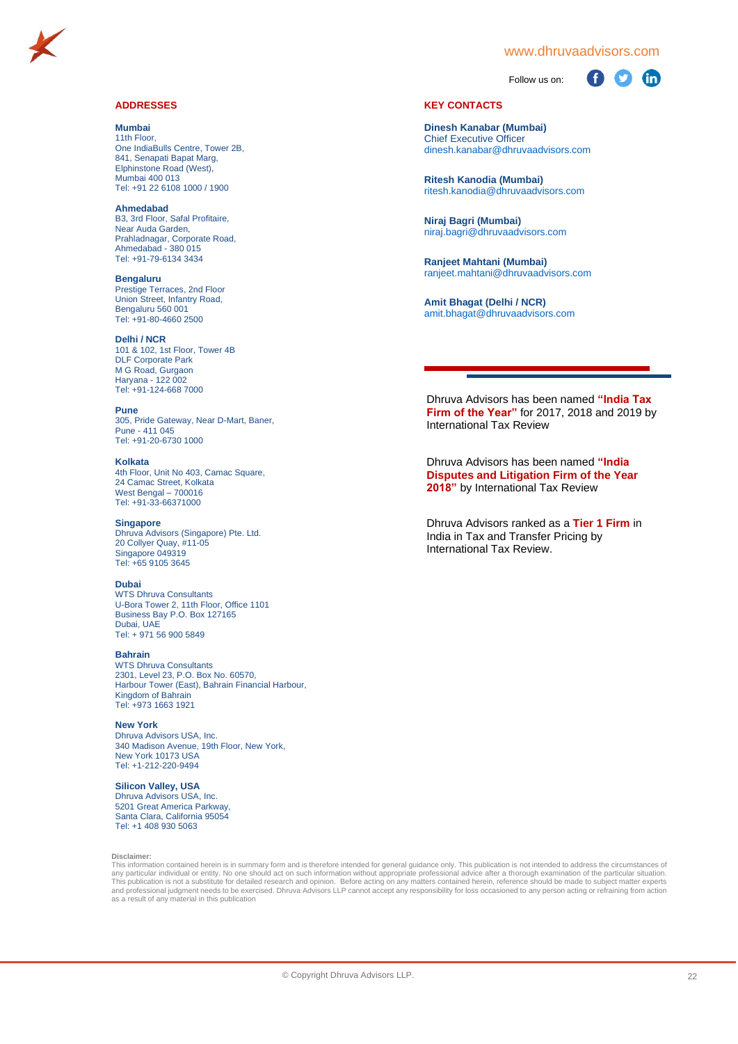www.dhruvaadvisors.com

Follow us on:

## ADDRESSES

**Mumbai**
11th Floor,
One IndiaBulls Centre, Tower 2B,
841, Senapati Bapat Marg,
Elphinstone Road (West),
Mumbai 400 013
Tel: +91 22 6108 1000 / 1900

**Ahmedabad**
B3, 3rd Floor, Safal Profitaire,
Near Auda Garden,
Prahladnagar, Corporate Road,
Ahmedabad - 380 015
Tel: +91-79-6134 3434

**Bengaluru**
Prestige Terraces, 2nd Floor
Union Street, Infantry Road,
Bengaluru 560 001
Tel: +91-80-4660 2500

**Delhi / NCR**
101 & 102, 1st Floor, Tower 4B
DLF Corporate Park
M G Road, Gurgaon
Haryana - 122 002
Tel: +91-124-668 7000

**Pune**
305, Pride Gateway, Near D-Mart, Baner,
Pune - 411 045
Tel: +91-20-6730 1000

**Kolkata**
4th Floor, Unit No 403, Camac Square,
24 Camac Street, Kolkata
West Bengal – 700016
Tel: +91-33-66371000

**Singapore**
Dhruva Advisors (Singapore) Pte. Ltd.
20 Collyer Quay, #11-05
Singapore 049319
Tel: +65 9105 3645

**Dubai**
WTS Dhruva Consultants
U-Bora Tower 2, 11th Floor, Office 1101
Business Bay P.O. Box 127165
Dubai, UAE
Tel: + 971 56 900 5849

**Bahrain**
WTS Dhruva Consultants
2301, Level 23, P.O. Box No. 60570,
Harbour Tower (East), Bahrain Financial Harbour,
Kingdom of Bahrain
Tel: +973 1663 1921

**New York**
Dhruva Advisors USA, Inc.
340 Madison Avenue, 19th Floor, New York,
New York 10173 USA
Tel: +1-212-220-9494

**Silicon Valley, USA**
Dhruva Advisors USA, Inc.
5201 Great America Parkway,
Santa Clara, California 95054
Tel: +1 408 930 5063

## KEY CONTACTS

**Dinesh Kanabar (Mumbai)**
Chief Executive Officer
dinesh.kanabar@dhruvaadvisors.com

**Ritesh Kanodia (Mumbai)**
ritesh.kanodia@dhruvaadvisors.com

**Niraj Bagri (Mumbai)**
niraj.bagri@dhruvaadvisors.com

**Ranjeet Mahtani (Mumbai)**
ranjeet.mahtani@dhruvaadvisors.com

**Amit Bhagat (Delhi / NCR)**
amit.bhagat@dhruvaadvisors.com

Dhruva Advisors has been named **"India Tax Firm of the Year"** for 2017, 2018 and 2019 by International Tax Review

Dhruva Advisors has been named **"India Disputes and Litigation Firm of the Year 2018"** by International Tax Review

Dhruva Advisors ranked as a **Tier 1 Firm** in India in Tax and Transfer Pricing by International Tax Review.

**Disclaimer:**
This information contained herein is in summary form and is therefore intended for general guidance only. This publication is not intended to address the circumstances of any particular individual or entity. No one should act on such information without appropriate professional advice after a thorough examination of the particular situation. This publication is not a substitute for detailed research and opinion. Before acting on any matters contained herein, reference should be made to subject matter experts and professional judgment needs to be exercised. Dhruva Advisors LLP cannot accept any responsibility for loss occasioned to any person acting or refraining from action as a result of any material in this publication

© Copyright Dhruva Advisors LLP.